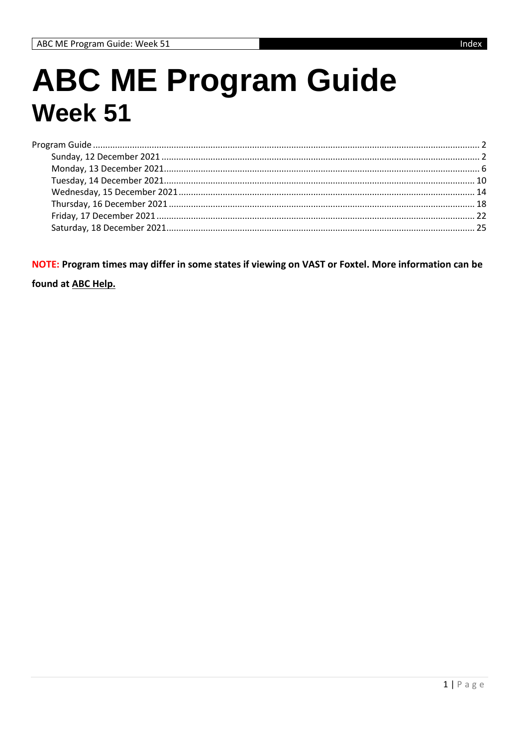# ABC ME Program Guide
## Week 51

Program Guide ........ 2
- Sunday, 12 December 2021 ........ 2
- Monday, 13 December 2021 ........ 6
- Tuesday, 14 December 2021 ........ 10
- Wednesday, 15 December 2021 ........ 14
- Thursday, 16 December 2021 ........ 18
- Friday, 17 December 2021 ........ 22
- Saturday, 18 December 2021 ........ 25

**NOTE: Program times may differ in some states if viewing on VAST or Foxtel. More information can be found at ABC Help.**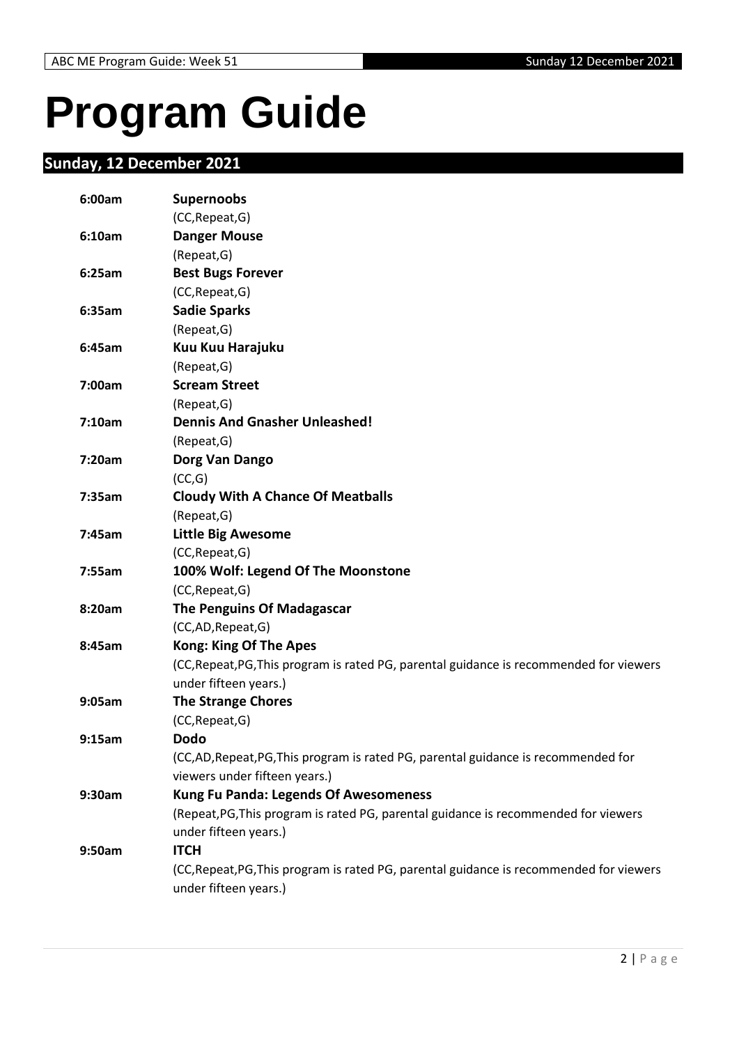# Program Guide

## Sunday, 12 December 2021

**6:00am** **Supernoobs**
(CC,Repeat,G)

**6:10am** **Danger Mouse**
(Repeat,G)

**6:25am** **Best Bugs Forever**
(CC,Repeat,G)

**6:35am** **Sadie Sparks**
(Repeat,G)

**6:45am** **Kuu Kuu Harajuku**
(Repeat,G)

**7:00am** **Scream Street**
(Repeat,G)

**7:10am** **Dennis And Gnasher Unleashed!**
(Repeat,G)

**7:20am** **Dorg Van Dango**
(CC,G)

**7:35am** **Cloudy With A Chance Of Meatballs**
(Repeat,G)

**7:45am** **Little Big Awesome**
(CC,Repeat,G)

**7:55am** **100% Wolf: Legend Of The Moonstone**
(CC,Repeat,G)

**8:20am** **The Penguins Of Madagascar**
(CC,AD,Repeat,G)

**8:45am** **Kong: King Of The Apes**
(CC,Repeat,PG,This program is rated PG, parental guidance is recommended for viewers under fifteen years.)

**9:05am** **The Strange Chores**
(CC,Repeat,G)

**9:15am** **Dodo**
(CC,AD,Repeat,PG,This program is rated PG, parental guidance is recommended for viewers under fifteen years.)

**9:30am** **Kung Fu Panda: Legends Of Awesomeness**
(Repeat,PG,This program is rated PG, parental guidance is recommended for viewers under fifteen years.)

**9:50am** **ITCH**
(CC,Repeat,PG,This program is rated PG, parental guidance is recommended for viewers under fifteen years.)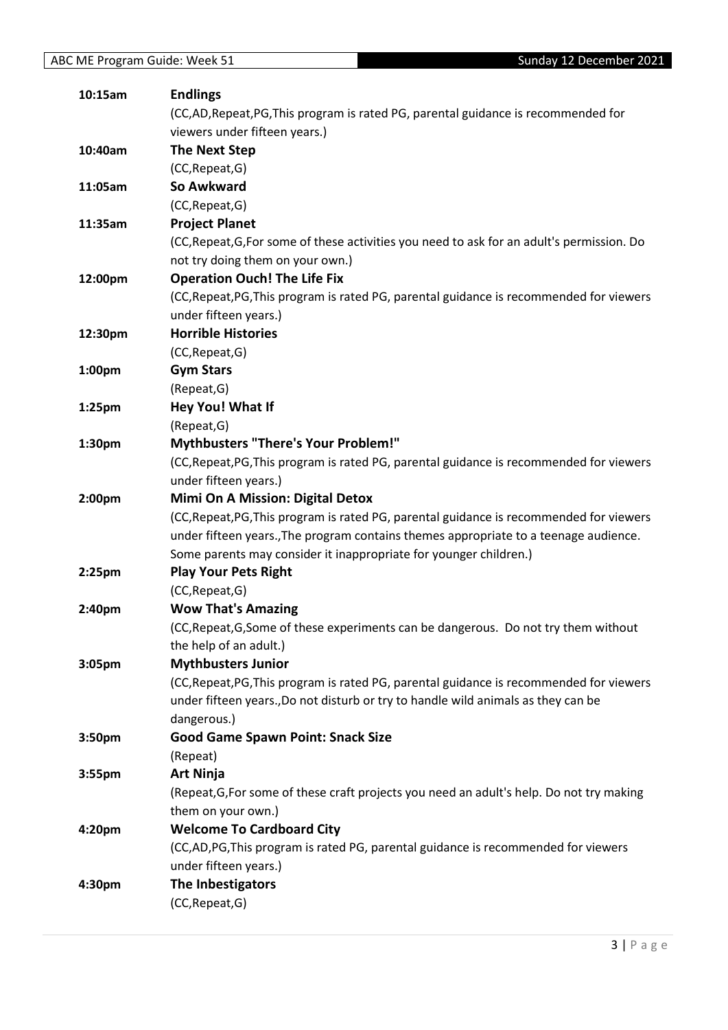| | |
|---|---|
| 10:15am | **Endlings**<br>(CC,AD,Repeat,PG,This program is rated PG, parental guidance is recommended for viewers under fifteen years.) |
| 10:40am | **The Next Step**<br>(CC,Repeat,G) |
| 11:05am | **So Awkward**<br>(CC,Repeat,G) |
| 11:35am | **Project Planet**<br>(CC,Repeat,G,For some of these activities you need to ask for an adult's permission. Do not try doing them on your own.) |
| 12:00pm | **Operation Ouch! The Life Fix**<br>(CC,Repeat,PG,This program is rated PG, parental guidance is recommended for viewers under fifteen years.) |
| 12:30pm | **Horrible Histories**<br>(CC,Repeat,G) |
| 1:00pm | **Gym Stars**<br>(Repeat,G) |
| 1:25pm | **Hey You! What If**<br>(Repeat,G) |
| 1:30pm | **Mythbusters "There's Your Problem!"**<br>(CC,Repeat,PG,This program is rated PG, parental guidance is recommended for viewers under fifteen years.) |
| 2:00pm | **Mimi On A Mission: Digital Detox**<br>(CC,Repeat,PG,This program is rated PG, parental guidance is recommended for viewers under fifteen years.,The program contains themes appropriate to a teenage audience. Some parents may consider it inappropriate for younger children.) |
| 2:25pm | **Play Your Pets Right**<br>(CC,Repeat,G) |
| 2:40pm | **Wow That's Amazing**<br>(CC,Repeat,G,Some of these experiments can be dangerous. Do not try them without the help of an adult.) |
| 3:05pm | **Mythbusters Junior**<br>(CC,Repeat,PG,This program is rated PG, parental guidance is recommended for viewers under fifteen years.,Do not disturb or try to handle wild animals as they can be dangerous.) |
| 3:50pm | **Good Game Spawn Point: Snack Size**<br>(Repeat) |
| 3:55pm | **Art Ninja**<br>(Repeat,G,For some of these craft projects you need an adult's help. Do not try making them on your own.) |
| 4:20pm | **Welcome To Cardboard City**<br>(CC,AD,PG,This program is rated PG, parental guidance is recommended for viewers under fifteen years.) |
| 4:30pm | **The Inbestigators**<br>(CC,Repeat,G) |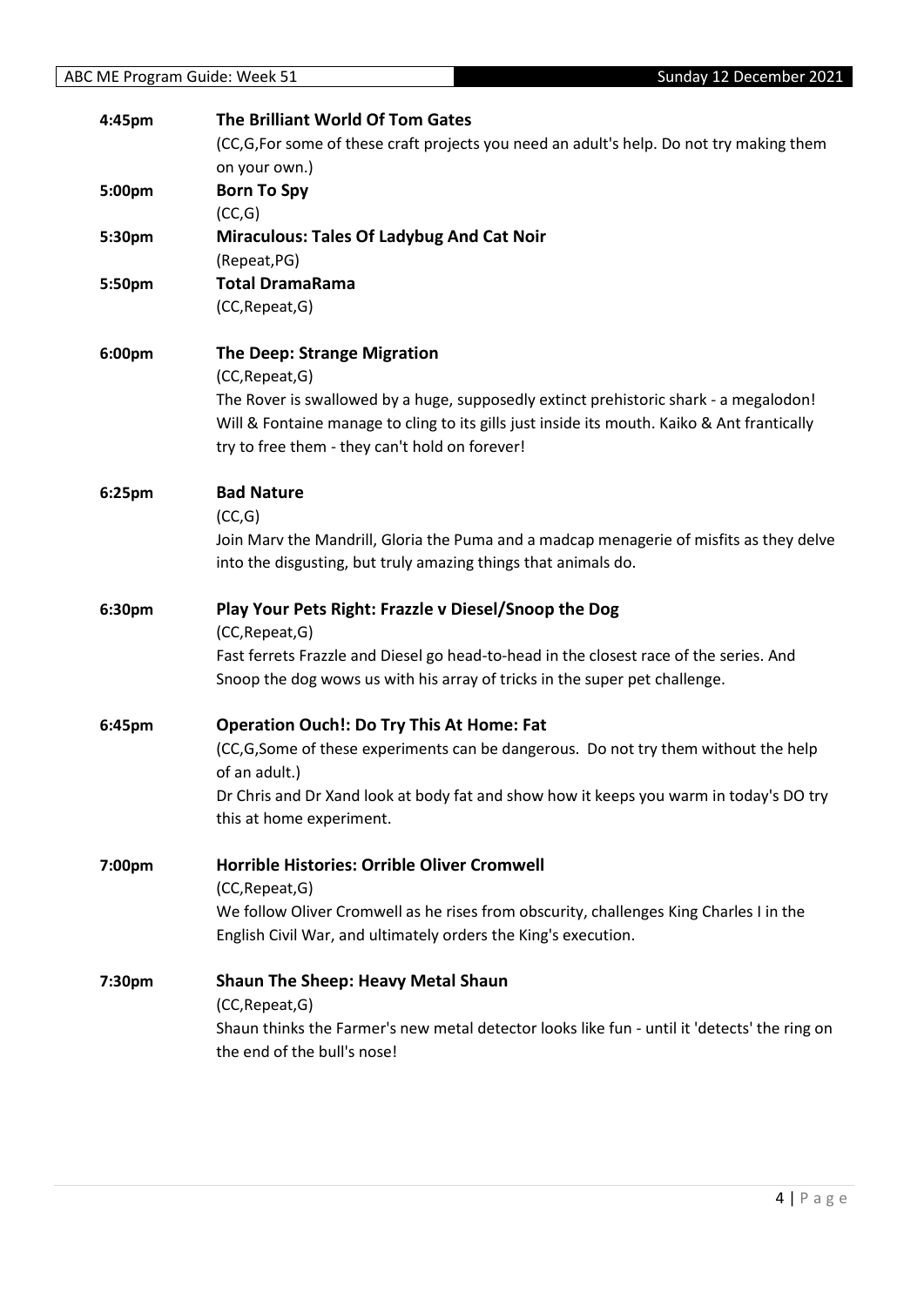**4:45pm** **The Brilliant World Of Tom Gates**
(CC,G,For some of these craft projects you need an adult's help. Do not try making them on your own.)

**5:00pm** **Born To Spy**
(CC,G)

**5:30pm** **Miraculous: Tales Of Ladybug And Cat Noir**
(Repeat,PG)

**5:50pm** **Total DramaRama**
(CC,Repeat,G)

**6:00pm** **The Deep: Strange Migration**
(CC,Repeat,G)
The Rover is swallowed by a huge, supposedly extinct prehistoric shark - a megalodon! Will & Fontaine manage to cling to its gills just inside its mouth. Kaiko & Ant frantically try to free them - they can't hold on forever!

**6:25pm** **Bad Nature**
(CC,G)
Join Marv the Mandrill, Gloria the Puma and a madcap menagerie of misfits as they delve into the disgusting, but truly amazing things that animals do.

**6:30pm** **Play Your Pets Right: Frazzle v Diesel/Snoop the Dog**
(CC,Repeat,G)
Fast ferrets Frazzle and Diesel go head-to-head in the closest race of the series. And Snoop the dog wows us with his array of tricks in the super pet challenge.

**6:45pm** **Operation Ouch!: Do Try This At Home: Fat**
(CC,G,Some of these experiments can be dangerous. Do not try them without the help of an adult.)
Dr Chris and Dr Xand look at body fat and show how it keeps you warm in today's DO try this at home experiment.

**7:00pm** **Horrible Histories: Orrible Oliver Cromwell**
(CC,Repeat,G)
We follow Oliver Cromwell as he rises from obscurity, challenges King Charles I in the English Civil War, and ultimately orders the King's execution.

**7:30pm** **Shaun The Sheep: Heavy Metal Shaun**
(CC,Repeat,G)
Shaun thinks the Farmer's new metal detector looks like fun - until it 'detects' the ring on the end of the bull's nose!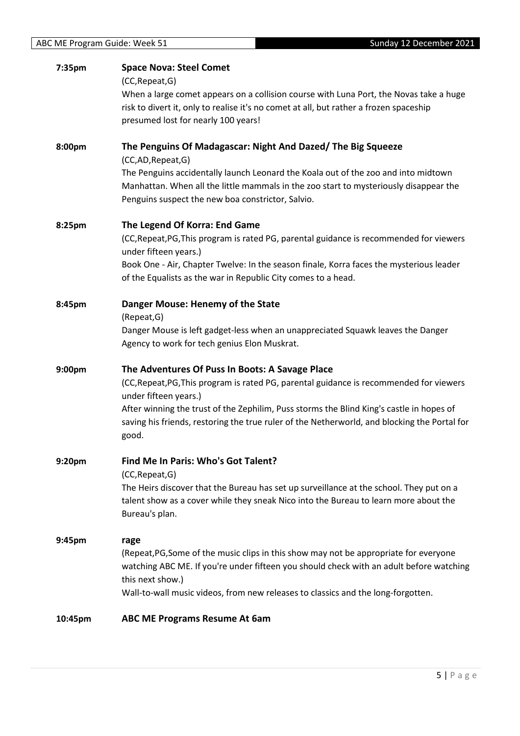**7:35pm** **Space Nova: Steel Comet**

(CC,Repeat,G)

When a large comet appears on a collision course with Luna Port, the Novas take a huge risk to divert it, only to realise it's no comet at all, but rather a frozen spaceship presumed lost for nearly 100 years!

**8:00pm** **The Penguins Of Madagascar: Night And Dazed/ The Big Squeeze**

(CC,AD,Repeat,G)

The Penguins accidentally launch Leonard the Koala out of the zoo and into midtown Manhattan. When all the little mammals in the zoo start to mysteriously disappear the Penguins suspect the new boa constrictor, Salvio.

**8:25pm** **The Legend Of Korra: End Game**

(CC,Repeat,PG,This program is rated PG, parental guidance is recommended for viewers under fifteen years.)

Book One - Air, Chapter Twelve: In the season finale, Korra faces the mysterious leader of the Equalists as the war in Republic City comes to a head.

**8:45pm** **Danger Mouse: Henemy of the State**

(Repeat,G)

Danger Mouse is left gadget-less when an unappreciated Squawk leaves the Danger Agency to work for tech genius Elon Muskrat.

**9:00pm** **The Adventures Of Puss In Boots: A Savage Place**

(CC,Repeat,PG,This program is rated PG, parental guidance is recommended for viewers under fifteen years.)

After winning the trust of the Zephilim, Puss storms the Blind King's castle in hopes of saving his friends, restoring the true ruler of the Netherworld, and blocking the Portal for good.

**9:20pm** **Find Me In Paris: Who's Got Talent?**

(CC,Repeat,G)

The Heirs discover that the Bureau has set up surveillance at the school. They put on a talent show as a cover while they sneak Nico into the Bureau to learn more about the Bureau's plan.

**9:45pm** **rage**

(Repeat,PG,Some of the music clips in this show may not be appropriate for everyone watching ABC ME. If you're under fifteen you should check with an adult before watching this next show.)

Wall-to-wall music videos, from new releases to classics and the long-forgotten.

**10:45pm** **ABC ME Programs Resume At 6am**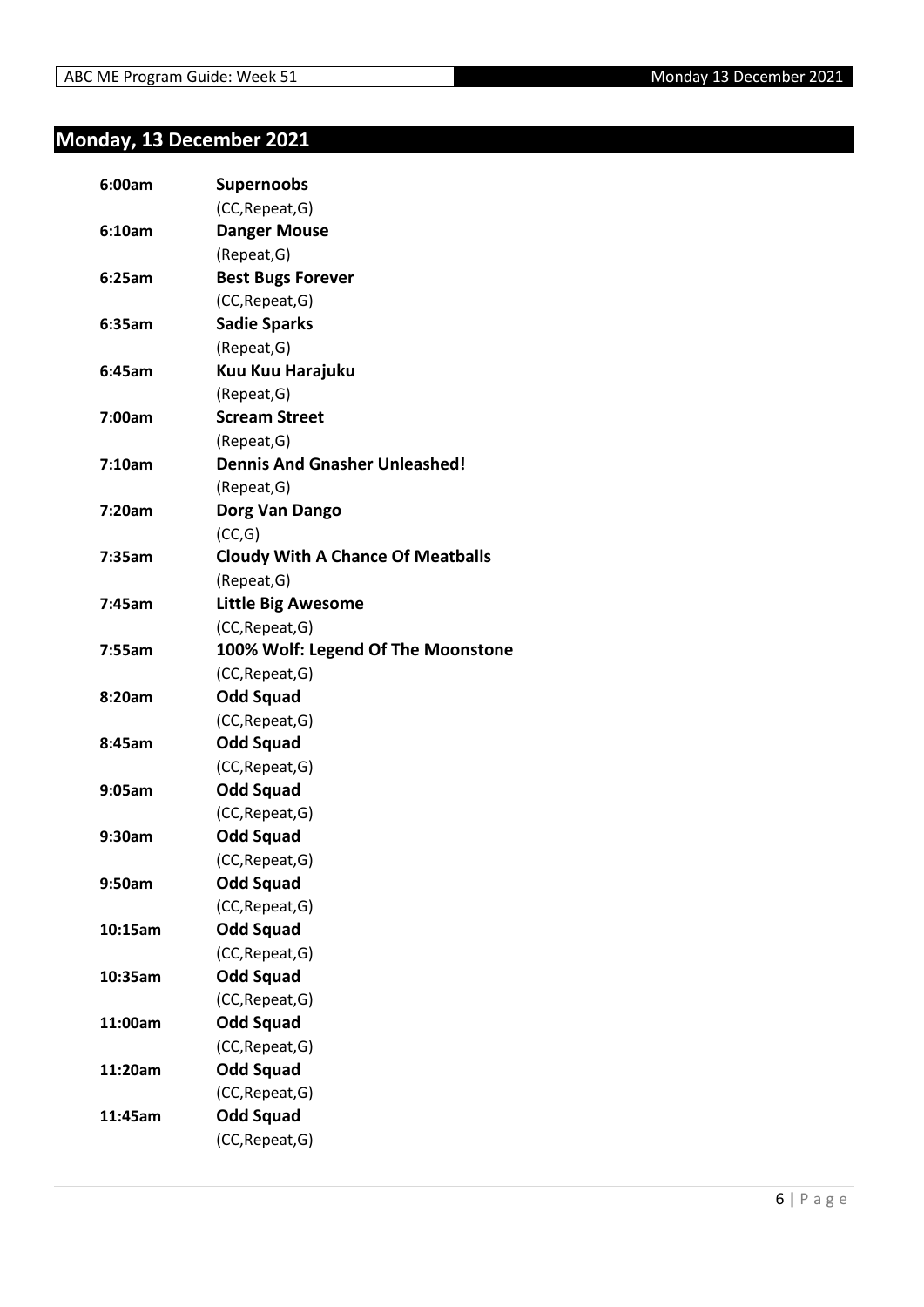## Monday, 13 December 2021

**6:00am** **Supernoobs**
(CC,Repeat,G)

**6:10am** **Danger Mouse**
(Repeat,G)

**6:25am** **Best Bugs Forever**
(CC,Repeat,G)

**6:35am** **Sadie Sparks**
(Repeat,G)

**6:45am** **Kuu Kuu Harajuku**
(Repeat,G)

**7:00am** **Scream Street**
(Repeat,G)

**7:10am** **Dennis And Gnasher Unleashed!**
(Repeat,G)

**7:20am** **Dorg Van Dango**
(CC,G)

**7:35am** **Cloudy With A Chance Of Meatballs**
(Repeat,G)

**7:45am** **Little Big Awesome**
(CC,Repeat,G)

**7:55am** **100% Wolf: Legend Of The Moonstone**
(CC,Repeat,G)

**8:20am** **Odd Squad**
(CC,Repeat,G)

**8:45am** **Odd Squad**
(CC,Repeat,G)

**9:05am** **Odd Squad**
(CC,Repeat,G)

**9:30am** **Odd Squad**
(CC,Repeat,G)

**9:50am** **Odd Squad**
(CC,Repeat,G)

**10:15am** **Odd Squad**
(CC,Repeat,G)

**10:35am** **Odd Squad**
(CC,Repeat,G)

**11:00am** **Odd Squad**
(CC,Repeat,G)

**11:20am** **Odd Squad**
(CC,Repeat,G)

**11:45am** **Odd Squad**
(CC,Repeat,G)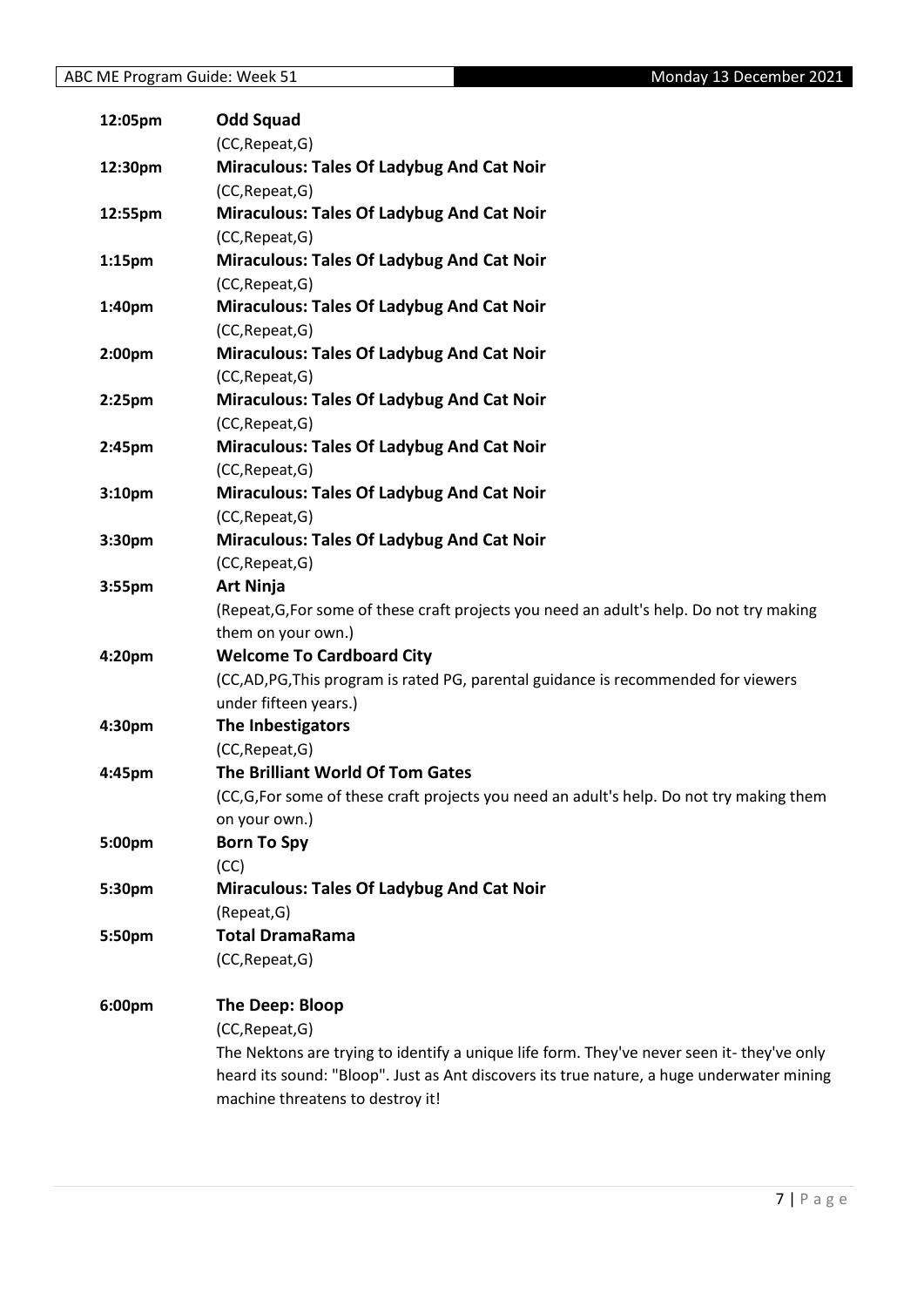| | |
|---|---|
| **12:05pm** | **Odd Squad** |
| | (CC,Repeat,G) |
| **12:30pm** | **Miraculous: Tales Of Ladybug And Cat Noir** |
| | (CC,Repeat,G) |
| **12:55pm** | **Miraculous: Tales Of Ladybug And Cat Noir** |
| | (CC,Repeat,G) |
| **1:15pm** | **Miraculous: Tales Of Ladybug And Cat Noir** |
| | (CC,Repeat,G) |
| **1:40pm** | **Miraculous: Tales Of Ladybug And Cat Noir** |
| | (CC,Repeat,G) |
| **2:00pm** | **Miraculous: Tales Of Ladybug And Cat Noir** |
| | (CC,Repeat,G) |
| **2:25pm** | **Miraculous: Tales Of Ladybug And Cat Noir** |
| | (CC,Repeat,G) |
| **2:45pm** | **Miraculous: Tales Of Ladybug And Cat Noir** |
| | (CC,Repeat,G) |
| **3:10pm** | **Miraculous: Tales Of Ladybug And Cat Noir** |
| | (CC,Repeat,G) |
| **3:30pm** | **Miraculous: Tales Of Ladybug And Cat Noir** |
| | (CC,Repeat,G) |
| **3:55pm** | **Art Ninja** |
| | (Repeat,G,For some of these craft projects you need an adult's help. Do not try making them on your own.) |
| **4:20pm** | **Welcome To Cardboard City** |
| | (CC,AD,PG,This program is rated PG, parental guidance is recommended for viewers under fifteen years.) |
| **4:30pm** | **The Inbestigators** |
| | (CC,Repeat,G) |
| **4:45pm** | **The Brilliant World Of Tom Gates** |
| | (CC,G,For some of these craft projects you need an adult's help. Do not try making them on your own.) |
| **5:00pm** | **Born To Spy** |
| | (CC) |
| **5:30pm** | **Miraculous: Tales Of Ladybug And Cat Noir** |
| | (Repeat,G) |
| **5:50pm** | **Total DramaRama** |
| | (CC,Repeat,G) |
| **6:00pm** | **The Deep: Bloop** |
| | (CC,Repeat,G) |
| | The Nektons are trying to identify a unique life form. They've never seen it- they've only heard its sound: "Bloop". Just as Ant discovers its true nature, a huge underwater mining machine threatens to destroy it! |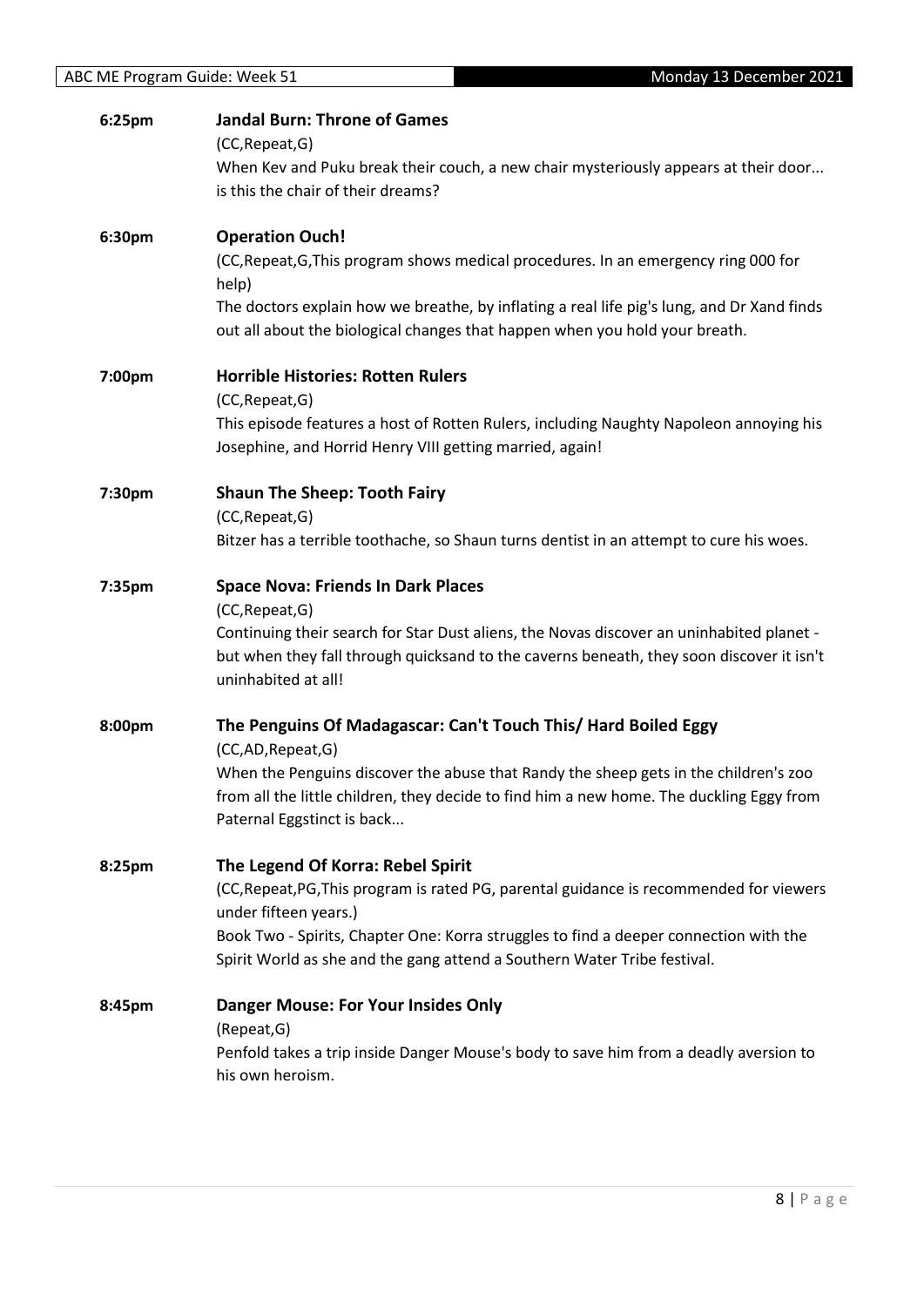**6:25pm** **Jandal Burn: Throne of Games**

(CC,Repeat,G)

When Kev and Puku break their couch, a new chair mysteriously appears at their door... is this the chair of their dreams?

**6:30pm** **Operation Ouch!**

(CC,Repeat,G,This program shows medical procedures. In an emergency ring 000 for help)

The doctors explain how we breathe, by inflating a real life pig's lung, and Dr Xand finds out all about the biological changes that happen when you hold your breath.

**7:00pm** **Horrible Histories: Rotten Rulers**

(CC,Repeat,G)

This episode features a host of Rotten Rulers, including Naughty Napoleon annoying his Josephine, and Horrid Henry VIII getting married, again!

**7:30pm** **Shaun The Sheep: Tooth Fairy**

(CC,Repeat,G)

Bitzer has a terrible toothache, so Shaun turns dentist in an attempt to cure his woes.

**7:35pm** **Space Nova: Friends In Dark Places**

(CC,Repeat,G)

Continuing their search for Star Dust aliens, the Novas discover an uninhabited planet - but when they fall through quicksand to the caverns beneath, they soon discover it isn't uninhabited at all!

**8:00pm** **The Penguins Of Madagascar: Can't Touch This/ Hard Boiled Eggy**

(CC,AD,Repeat,G)

When the Penguins discover the abuse that Randy the sheep gets in the children's zoo from all the little children, they decide to find him a new home. The duckling Eggy from Paternal Eggstinct is back...

**8:25pm** **The Legend Of Korra: Rebel Spirit**

(CC,Repeat,PG,This program is rated PG, parental guidance is recommended for viewers under fifteen years.)

Book Two - Spirits, Chapter One: Korra struggles to find a deeper connection with the Spirit World as she and the gang attend a Southern Water Tribe festival.

**8:45pm** **Danger Mouse: For Your Insides Only**

(Repeat,G)

Penfold takes a trip inside Danger Mouse's body to save him from a deadly aversion to his own heroism.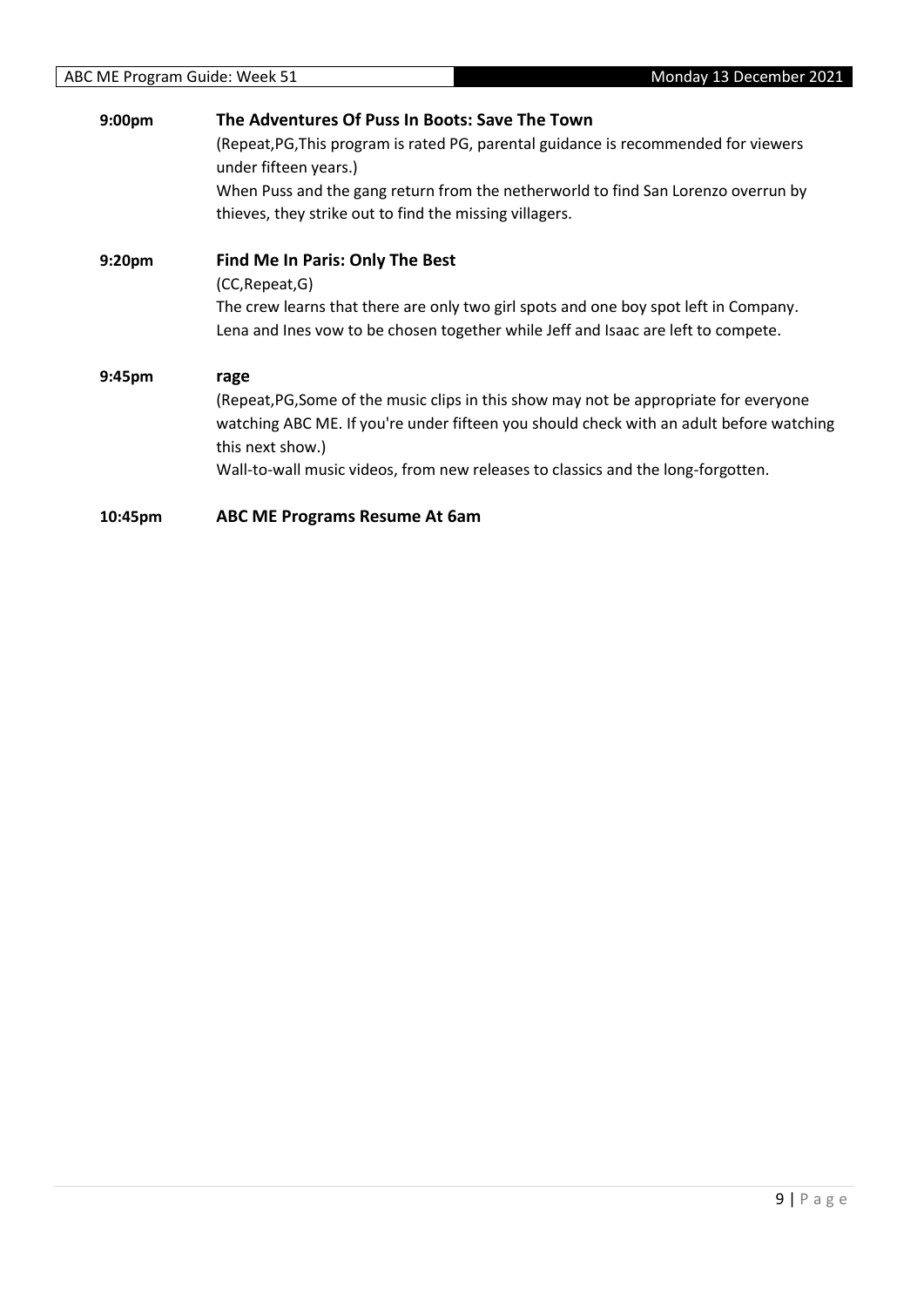**9:00pm** **The Adventures Of Puss In Boots: Save The Town**

(Repeat,PG,This program is rated PG, parental guidance is recommended for viewers under fifteen years.)

When Puss and the gang return from the netherworld to find San Lorenzo overrun by thieves, they strike out to find the missing villagers.

**9:20pm** **Find Me In Paris: Only The Best**

(CC,Repeat,G)

The crew learns that there are only two girl spots and one boy spot left in Company. Lena and Ines vow to be chosen together while Jeff and Isaac are left to compete.

**9:45pm** **rage**

(Repeat,PG,Some of the music clips in this show may not be appropriate for everyone watching ABC ME. If you're under fifteen you should check with an adult before watching this next show.)

Wall-to-wall music videos, from new releases to classics and the long-forgotten.

**10:45pm** **ABC ME Programs Resume At 6am**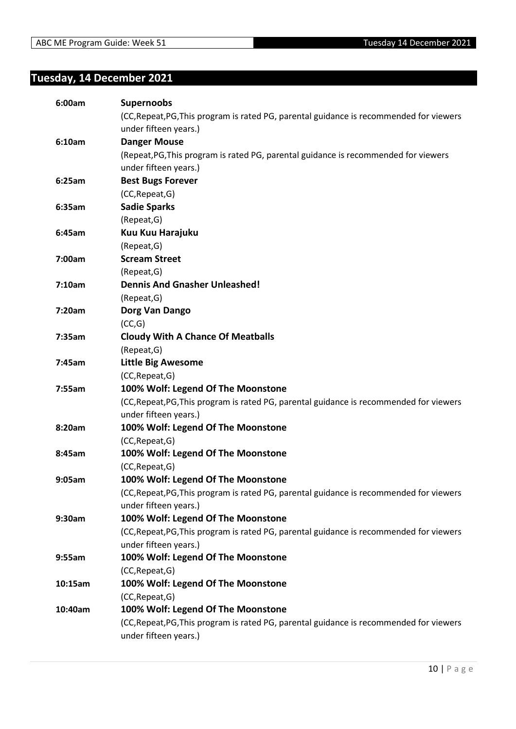# Tuesday, 14 December 2021

| | |
|---|---|
| 6:00am | **Supernoobs**<br>(CC,Repeat,PG,This program is rated PG, parental guidance is recommended for viewers under fifteen years.) |
| 6:10am | **Danger Mouse**<br>(Repeat,PG,This program is rated PG, parental guidance is recommended for viewers under fifteen years.) |
| 6:25am | **Best Bugs Forever**<br>(CC,Repeat,G) |
| 6:35am | **Sadie Sparks**<br>(Repeat,G) |
| 6:45am | **Kuu Kuu Harajuku**<br>(Repeat,G) |
| 7:00am | **Scream Street**<br>(Repeat,G) |
| 7:10am | **Dennis And Gnasher Unleashed!**<br>(Repeat,G) |
| 7:20am | **Dorg Van Dango**<br>(CC,G) |
| 7:35am | **Cloudy With A Chance Of Meatballs**<br>(Repeat,G) |
| 7:45am | **Little Big Awesome**<br>(CC,Repeat,G) |
| 7:55am | **100% Wolf: Legend Of The Moonstone**<br>(CC,Repeat,PG,This program is rated PG, parental guidance is recommended for viewers under fifteen years.) |
| 8:20am | **100% Wolf: Legend Of The Moonstone**<br>(CC,Repeat,G) |
| 8:45am | **100% Wolf: Legend Of The Moonstone**<br>(CC,Repeat,G) |
| 9:05am | **100% Wolf: Legend Of The Moonstone**<br>(CC,Repeat,PG,This program is rated PG, parental guidance is recommended for viewers under fifteen years.) |
| 9:30am | **100% Wolf: Legend Of The Moonstone**<br>(CC,Repeat,PG,This program is rated PG, parental guidance is recommended for viewers under fifteen years.) |
| 9:55am | **100% Wolf: Legend Of The Moonstone**<br>(CC,Repeat,G) |
| 10:15am | **100% Wolf: Legend Of The Moonstone**<br>(CC,Repeat,G) |
| 10:40am | **100% Wolf: Legend Of The Moonstone**<br>(CC,Repeat,PG,This program is rated PG, parental guidance is recommended for viewers under fifteen years.) |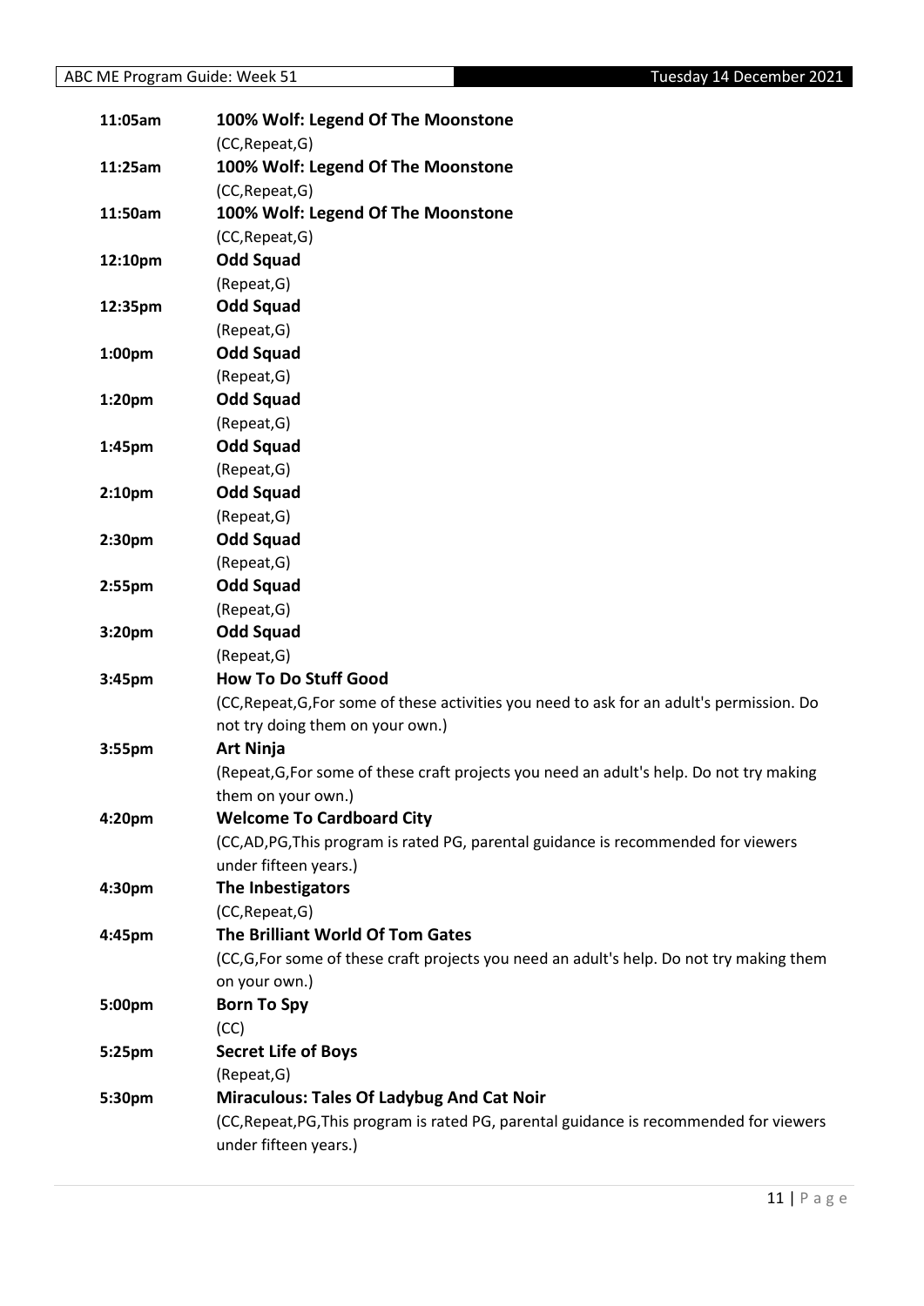| | |
|---|---|
| **11:05am** | **100% Wolf: Legend Of The Moonstone** |
| | (CC,Repeat,G) |
| **11:25am** | **100% Wolf: Legend Of The Moonstone** |
| | (CC,Repeat,G) |
| **11:50am** | **100% Wolf: Legend Of The Moonstone** |
| | (CC,Repeat,G) |
| **12:10pm** | **Odd Squad** |
| | (Repeat,G) |
| **12:35pm** | **Odd Squad** |
| | (Repeat,G) |
| **1:00pm** | **Odd Squad** |
| | (Repeat,G) |
| **1:20pm** | **Odd Squad** |
| | (Repeat,G) |
| **1:45pm** | **Odd Squad** |
| | (Repeat,G) |
| **2:10pm** | **Odd Squad** |
| | (Repeat,G) |
| **2:30pm** | **Odd Squad** |
| | (Repeat,G) |
| **2:55pm** | **Odd Squad** |
| | (Repeat,G) |
| **3:20pm** | **Odd Squad** |
| | (Repeat,G) |
| **3:45pm** | **How To Do Stuff Good** |
| | (CC,Repeat,G,For some of these activities you need to ask for an adult's permission. Do not try doing them on your own.) |
| **3:55pm** | **Art Ninja** |
| | (Repeat,G,For some of these craft projects you need an adult's help. Do not try making them on your own.) |
| **4:20pm** | **Welcome To Cardboard City** |
| | (CC,AD,PG,This program is rated PG, parental guidance is recommended for viewers under fifteen years.) |
| **4:30pm** | **The Inbestigators** |
| | (CC,Repeat,G) |
| **4:45pm** | **The Brilliant World Of Tom Gates** |
| | (CC,G,For some of these craft projects you need an adult's help. Do not try making them on your own.) |
| **5:00pm** | **Born To Spy** |
| | (CC) |
| **5:25pm** | **Secret Life of Boys** |
| | (Repeat,G) |
| **5:30pm** | **Miraculous: Tales Of Ladybug And Cat Noir** |
| | (CC,Repeat,PG,This program is rated PG, parental guidance is recommended for viewers under fifteen years.) |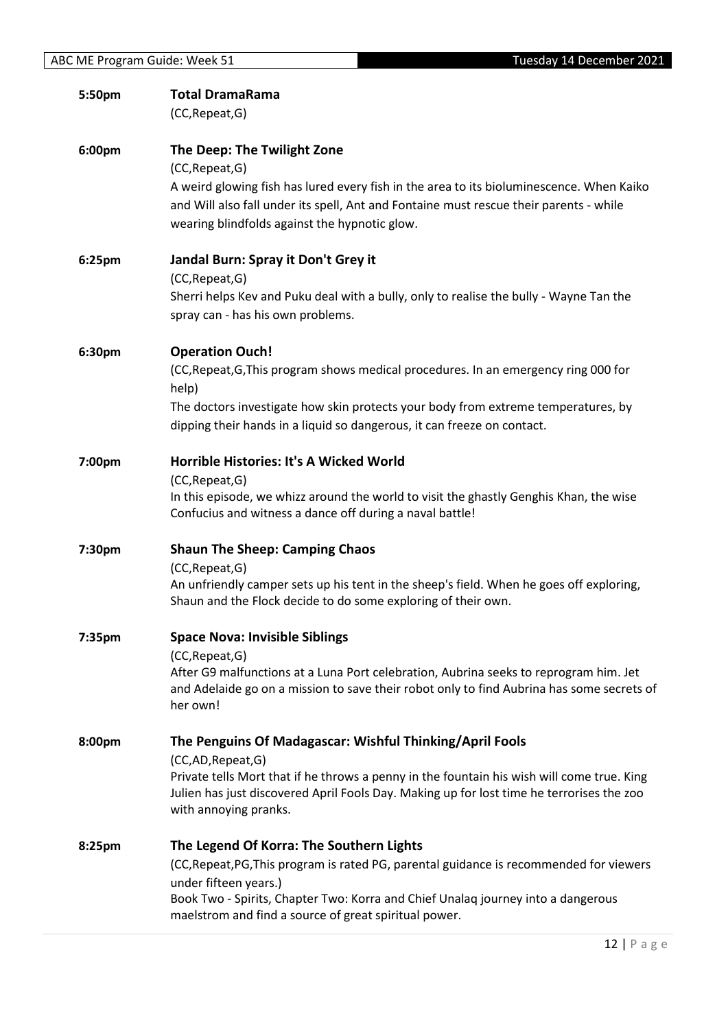**5:50pm** **Total DramaRama**
(CC,Repeat,G)

**6:00pm** **The Deep: The Twilight Zone**
(CC,Repeat,G)
A weird glowing fish has lured every fish in the area to its bioluminescence. When Kaiko and Will also fall under its spell, Ant and Fontaine must rescue their parents - while wearing blindfolds against the hypnotic glow.

**6:25pm** **Jandal Burn: Spray it Don't Grey it**
(CC,Repeat,G)
Sherri helps Kev and Puku deal with a bully, only to realise the bully - Wayne Tan the spray can - has his own problems.

**6:30pm** **Operation Ouch!**
(CC,Repeat,G,This program shows medical procedures. In an emergency ring 000 for help)
The doctors investigate how skin protects your body from extreme temperatures, by dipping their hands in a liquid so dangerous, it can freeze on contact.

**7:00pm** **Horrible Histories: It's A Wicked World**
(CC,Repeat,G)
In this episode, we whizz around the world to visit the ghastly Genghis Khan, the wise Confucius and witness a dance off during a naval battle!

**7:30pm** **Shaun The Sheep: Camping Chaos**
(CC,Repeat,G)
An unfriendly camper sets up his tent in the sheep's field. When he goes off exploring, Shaun and the Flock decide to do some exploring of their own.

**7:35pm** **Space Nova: Invisible Siblings**
(CC,Repeat,G)
After G9 malfunctions at a Luna Port celebration, Aubrina seeks to reprogram him. Jet and Adelaide go on a mission to save their robot only to find Aubrina has some secrets of her own!

**8:00pm** **The Penguins Of Madagascar: Wishful Thinking/April Fools**
(CC,AD,Repeat,G)
Private tells Mort that if he throws a penny in the fountain his wish will come true. King Julien has just discovered April Fools Day. Making up for lost time he terrorises the zoo with annoying pranks.

**8:25pm** **The Legend Of Korra: The Southern Lights**
(CC,Repeat,PG,This program is rated PG, parental guidance is recommended for viewers under fifteen years.)
Book Two - Spirits, Chapter Two: Korra and Chief Unalaq journey into a dangerous maelstrom and find a source of great spiritual power.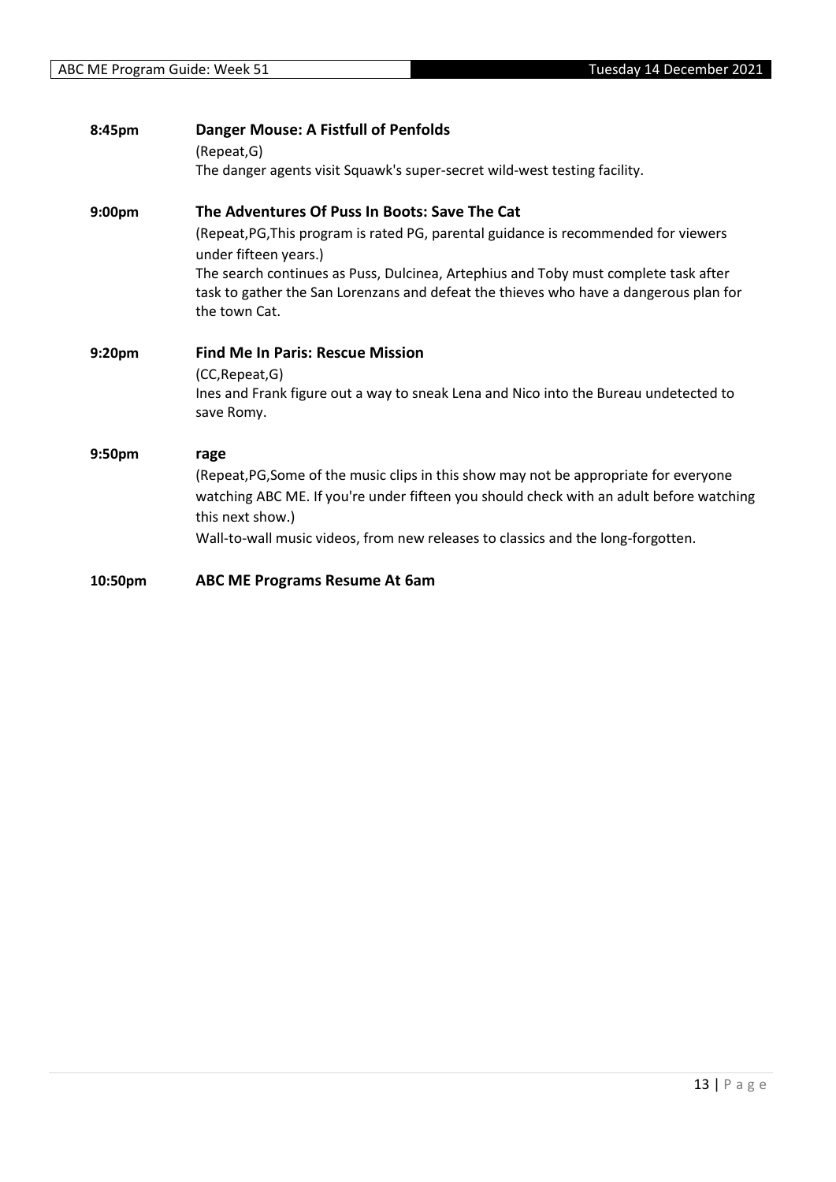**8:45pm** **Danger Mouse: A Fistfull of Penfolds**

(Repeat,G)

The danger agents visit Squawk's super-secret wild-west testing facility.

**9:00pm** **The Adventures Of Puss In Boots: Save The Cat**

(Repeat,PG,This program is rated PG, parental guidance is recommended for viewers under fifteen years.)

The search continues as Puss, Dulcinea, Artephius and Toby must complete task after task to gather the San Lorenzans and defeat the thieves who have a dangerous plan for the town Cat.

**9:20pm** **Find Me In Paris: Rescue Mission**

(CC,Repeat,G)

Ines and Frank figure out a way to sneak Lena and Nico into the Bureau undetected to save Romy.

**9:50pm** **rage**

(Repeat,PG,Some of the music clips in this show may not be appropriate for everyone watching ABC ME. If you're under fifteen you should check with an adult before watching this next show.)

Wall-to-wall music videos, from new releases to classics and the long-forgotten.

**10:50pm** **ABC ME Programs Resume At 6am**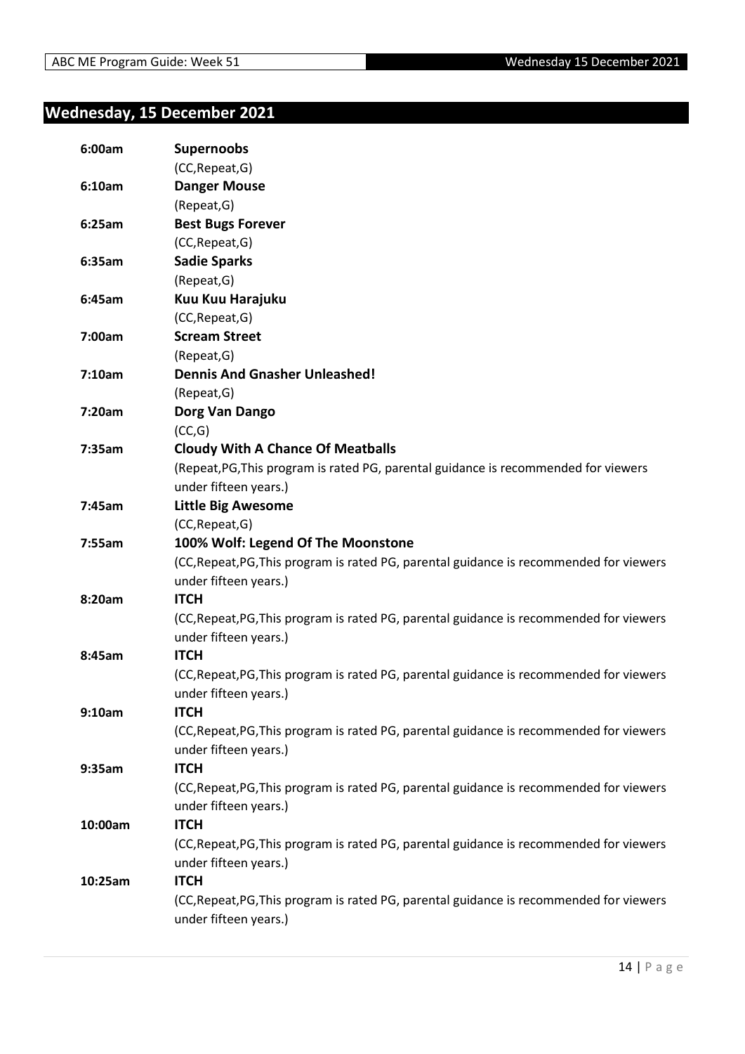## Wednesday, 15 December 2021

| | |
|---|---|
| 6:00am | **Supernoobs** |
| | (CC,Repeat,G) |
| 6:10am | **Danger Mouse** |
| | (Repeat,G) |
| 6:25am | **Best Bugs Forever** |
| | (CC,Repeat,G) |
| 6:35am | **Sadie Sparks** |
| | (Repeat,G) |
| 6:45am | **Kuu Kuu Harajuku** |
| | (CC,Repeat,G) |
| 7:00am | **Scream Street** |
| | (Repeat,G) |
| 7:10am | **Dennis And Gnasher Unleashed!** |
| | (Repeat,G) |
| 7:20am | **Dorg Van Dango** |
| | (CC,G) |
| 7:35am | **Cloudy With A Chance Of Meatballs** |
| | (Repeat,PG,This program is rated PG, parental guidance is recommended for viewers under fifteen years.) |
| 7:45am | **Little Big Awesome** |
| | (CC,Repeat,G) |
| 7:55am | **100% Wolf: Legend Of The Moonstone** |
| | (CC,Repeat,PG,This program is rated PG, parental guidance is recommended for viewers under fifteen years.) |
| 8:20am | **ITCH** |
| | (CC,Repeat,PG,This program is rated PG, parental guidance is recommended for viewers under fifteen years.) |
| 8:45am | **ITCH** |
| | (CC,Repeat,PG,This program is rated PG, parental guidance is recommended for viewers under fifteen years.) |
| 9:10am | **ITCH** |
| | (CC,Repeat,PG,This program is rated PG, parental guidance is recommended for viewers under fifteen years.) |
| 9:35am | **ITCH** |
| | (CC,Repeat,PG,This program is rated PG, parental guidance is recommended for viewers under fifteen years.) |
| 10:00am | **ITCH** |
| | (CC,Repeat,PG,This program is rated PG, parental guidance is recommended for viewers under fifteen years.) |
| 10:25am | **ITCH** |
| | (CC,Repeat,PG,This program is rated PG, parental guidance is recommended for viewers under fifteen years.) |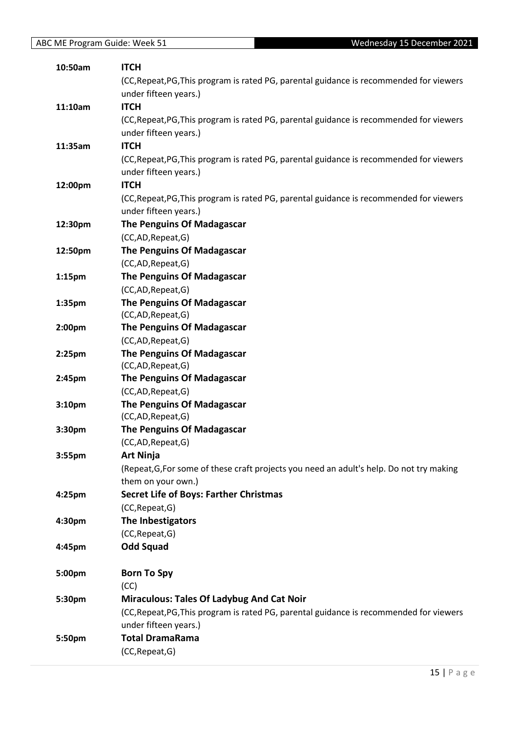| | |
|---|---|
| **10:50am** | **ITCH** |
| | (CC,Repeat,PG,This program is rated PG, parental guidance is recommended for viewers under fifteen years.) |
| **11:10am** | **ITCH** |
| | (CC,Repeat,PG,This program is rated PG, parental guidance is recommended for viewers under fifteen years.) |
| **11:35am** | **ITCH** |
| | (CC,Repeat,PG,This program is rated PG, parental guidance is recommended for viewers under fifteen years.) |
| **12:00pm** | **ITCH** |
| | (CC,Repeat,PG,This program is rated PG, parental guidance is recommended for viewers under fifteen years.) |
| **12:30pm** | **The Penguins Of Madagascar** |
| | (CC,AD,Repeat,G) |
| **12:50pm** | **The Penguins Of Madagascar** |
| | (CC,AD,Repeat,G) |
| **1:15pm** | **The Penguins Of Madagascar** |
| | (CC,AD,Repeat,G) |
| **1:35pm** | **The Penguins Of Madagascar** |
| | (CC,AD,Repeat,G) |
| **2:00pm** | **The Penguins Of Madagascar** |
| | (CC,AD,Repeat,G) |
| **2:25pm** | **The Penguins Of Madagascar** |
| | (CC,AD,Repeat,G) |
| **2:45pm** | **The Penguins Of Madagascar** |
| | (CC,AD,Repeat,G) |
| **3:10pm** | **The Penguins Of Madagascar** |
| | (CC,AD,Repeat,G) |
| **3:30pm** | **The Penguins Of Madagascar** |
| | (CC,AD,Repeat,G) |
| **3:55pm** | **Art Ninja** |
| | (Repeat,G,For some of these craft projects you need an adult's help. Do not try making them on your own.) |
| **4:25pm** | **Secret Life of Boys: Farther Christmas** |
| | (CC,Repeat,G) |
| **4:30pm** | **The Inbestigators** |
| | (CC,Repeat,G) |
| **4:45pm** | **Odd Squad** |
| **5:00pm** | **Born To Spy** |
| | (CC) |
| **5:30pm** | **Miraculous: Tales Of Ladybug And Cat Noir** |
| | (CC,Repeat,PG,This program is rated PG, parental guidance is recommended for viewers under fifteen years.) |
| **5:50pm** | **Total DramaRama** |
| | (CC,Repeat,G) |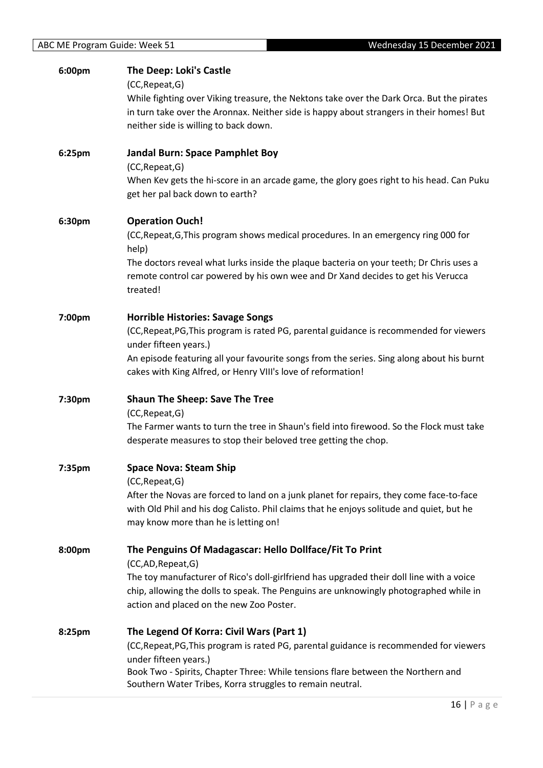**6:00pm** **The Deep: Loki's Castle**

(CC,Repeat,G)

While fighting over Viking treasure, the Nektons take over the Dark Orca. But the pirates in turn take over the Aronnax. Neither side is happy about strangers in their homes! But neither side is willing to back down.

**6:25pm** **Jandal Burn: Space Pamphlet Boy**

(CC,Repeat,G)

When Kev gets the hi-score in an arcade game, the glory goes right to his head. Can Puku get her pal back down to earth?

**6:30pm** **Operation Ouch!**

(CC,Repeat,G,This program shows medical procedures. In an emergency ring 000 for help)

The doctors reveal what lurks inside the plaque bacteria on your teeth; Dr Chris uses a remote control car powered by his own wee and Dr Xand decides to get his Verucca treated!

**7:00pm** **Horrible Histories: Savage Songs**

(CC,Repeat,PG,This program is rated PG, parental guidance is recommended for viewers under fifteen years.)

An episode featuring all your favourite songs from the series. Sing along about his burnt cakes with King Alfred, or Henry VIII's love of reformation!

**7:30pm** **Shaun The Sheep: Save The Tree**

(CC,Repeat,G)

The Farmer wants to turn the tree in Shaun's field into firewood. So the Flock must take desperate measures to stop their beloved tree getting the chop.

**7:35pm** **Space Nova: Steam Ship**

(CC,Repeat,G)

After the Novas are forced to land on a junk planet for repairs, they come face-to-face with Old Phil and his dog Calisto. Phil claims that he enjoys solitude and quiet, but he may know more than he is letting on!

**8:00pm** **The Penguins Of Madagascar: Hello Dollface/Fit To Print**

(CC,AD,Repeat,G)

The toy manufacturer of Rico's doll-girlfriend has upgraded their doll line with a voice chip, allowing the dolls to speak. The Penguins are unknowingly photographed while in action and placed on the new Zoo Poster.

**8:25pm** **The Legend Of Korra: Civil Wars (Part 1)**

(CC,Repeat,PG,This program is rated PG, parental guidance is recommended for viewers under fifteen years.)

Book Two - Spirits, Chapter Three: While tensions flare between the Northern and Southern Water Tribes, Korra struggles to remain neutral.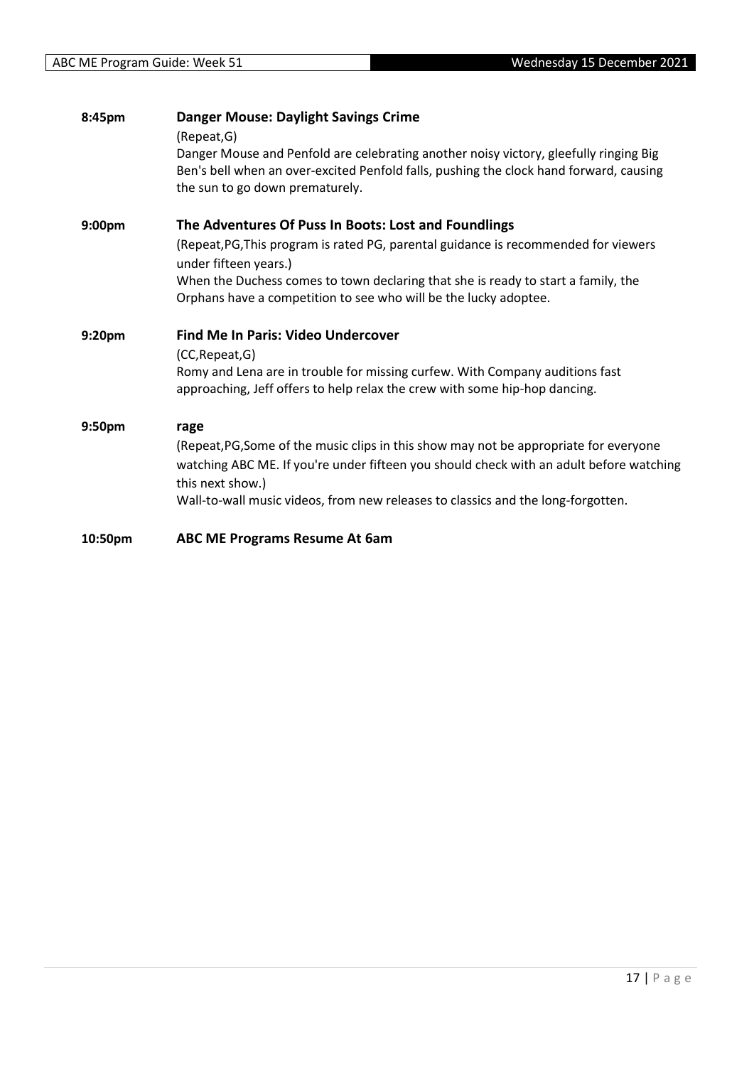**8:45pm** **Danger Mouse: Daylight Savings Crime**

(Repeat,G)

Danger Mouse and Penfold are celebrating another noisy victory, gleefully ringing Big Ben's bell when an over-excited Penfold falls, pushing the clock hand forward, causing the sun to go down prematurely.

**9:00pm** **The Adventures Of Puss In Boots: Lost and Foundlings**

(Repeat,PG,This program is rated PG, parental guidance is recommended for viewers under fifteen years.)

When the Duchess comes to town declaring that she is ready to start a family, the Orphans have a competition to see who will be the lucky adoptee.

**9:20pm** **Find Me In Paris: Video Undercover**

(CC,Repeat,G)

Romy and Lena are in trouble for missing curfew. With Company auditions fast approaching, Jeff offers to help relax the crew with some hip-hop dancing.

**9:50pm** **rage**

(Repeat,PG,Some of the music clips in this show may not be appropriate for everyone watching ABC ME. If you're under fifteen you should check with an adult before watching this next show.)

Wall-to-wall music videos, from new releases to classics and the long-forgotten.

**10:50pm** **ABC ME Programs Resume At 6am**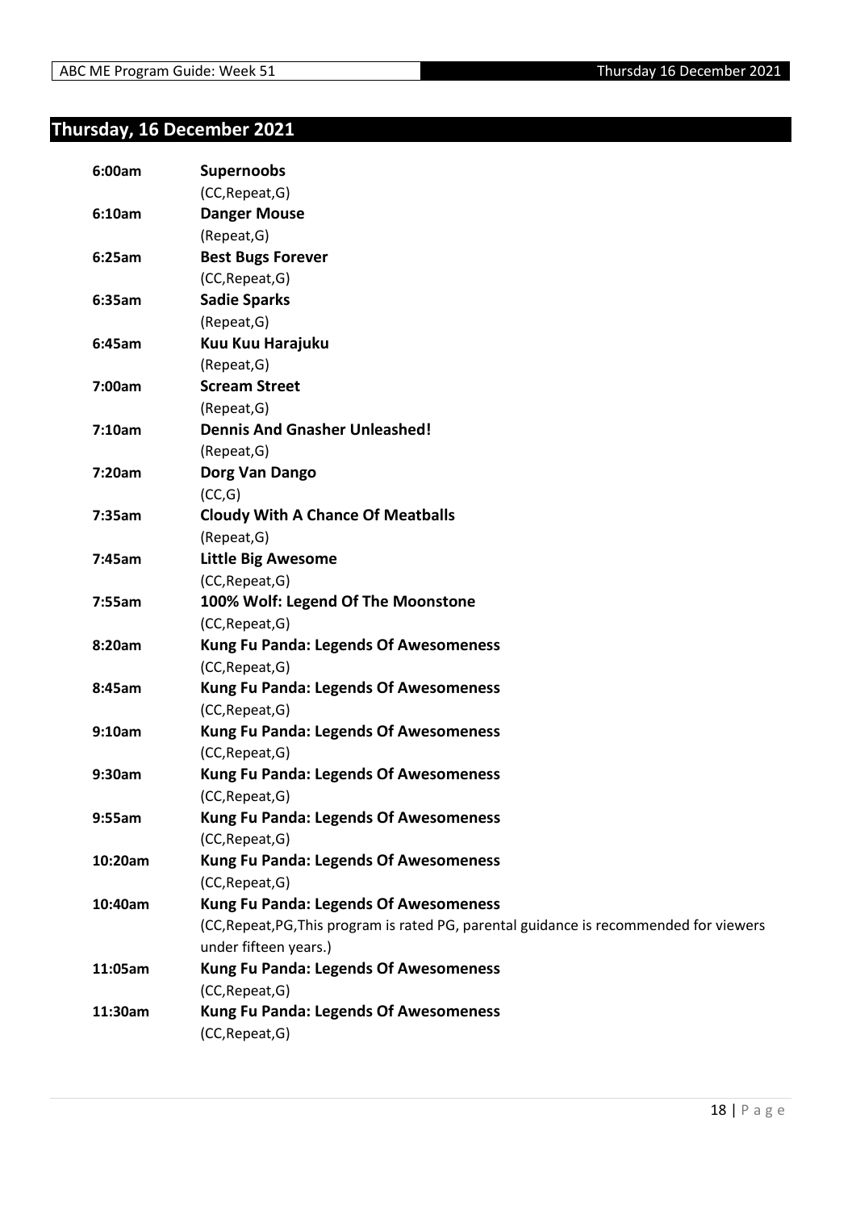# Thursday, 16 December 2021

| | |
|---|---|
| **6:00am** | **Supernoobs** |
| | (CC,Repeat,G) |
| **6:10am** | **Danger Mouse** |
| | (Repeat,G) |
| **6:25am** | **Best Bugs Forever** |
| | (CC,Repeat,G) |
| **6:35am** | **Sadie Sparks** |
| | (Repeat,G) |
| **6:45am** | **Kuu Kuu Harajuku** |
| | (Repeat,G) |
| **7:00am** | **Scream Street** |
| | (Repeat,G) |
| **7:10am** | **Dennis And Gnasher Unleashed!** |
| | (Repeat,G) |
| **7:20am** | **Dorg Van Dango** |
| | (CC,G) |
| **7:35am** | **Cloudy With A Chance Of Meatballs** |
| | (Repeat,G) |
| **7:45am** | **Little Big Awesome** |
| | (CC,Repeat,G) |
| **7:55am** | **100% Wolf: Legend Of The Moonstone** |
| | (CC,Repeat,G) |
| **8:20am** | **Kung Fu Panda: Legends Of Awesomeness** |
| | (CC,Repeat,G) |
| **8:45am** | **Kung Fu Panda: Legends Of Awesomeness** |
| | (CC,Repeat,G) |
| **9:10am** | **Kung Fu Panda: Legends Of Awesomeness** |
| | (CC,Repeat,G) |
| **9:30am** | **Kung Fu Panda: Legends Of Awesomeness** |
| | (CC,Repeat,G) |
| **9:55am** | **Kung Fu Panda: Legends Of Awesomeness** |
| | (CC,Repeat,G) |
| **10:20am** | **Kung Fu Panda: Legends Of Awesomeness** |
| | (CC,Repeat,G) |
| **10:40am** | **Kung Fu Panda: Legends Of Awesomeness** |
| | (CC,Repeat,PG,This program is rated PG, parental guidance is recommended for viewers under fifteen years.) |
| **11:05am** | **Kung Fu Panda: Legends Of Awesomeness** |
| | (CC,Repeat,G) |
| **11:30am** | **Kung Fu Panda: Legends Of Awesomeness** |
| | (CC,Repeat,G) |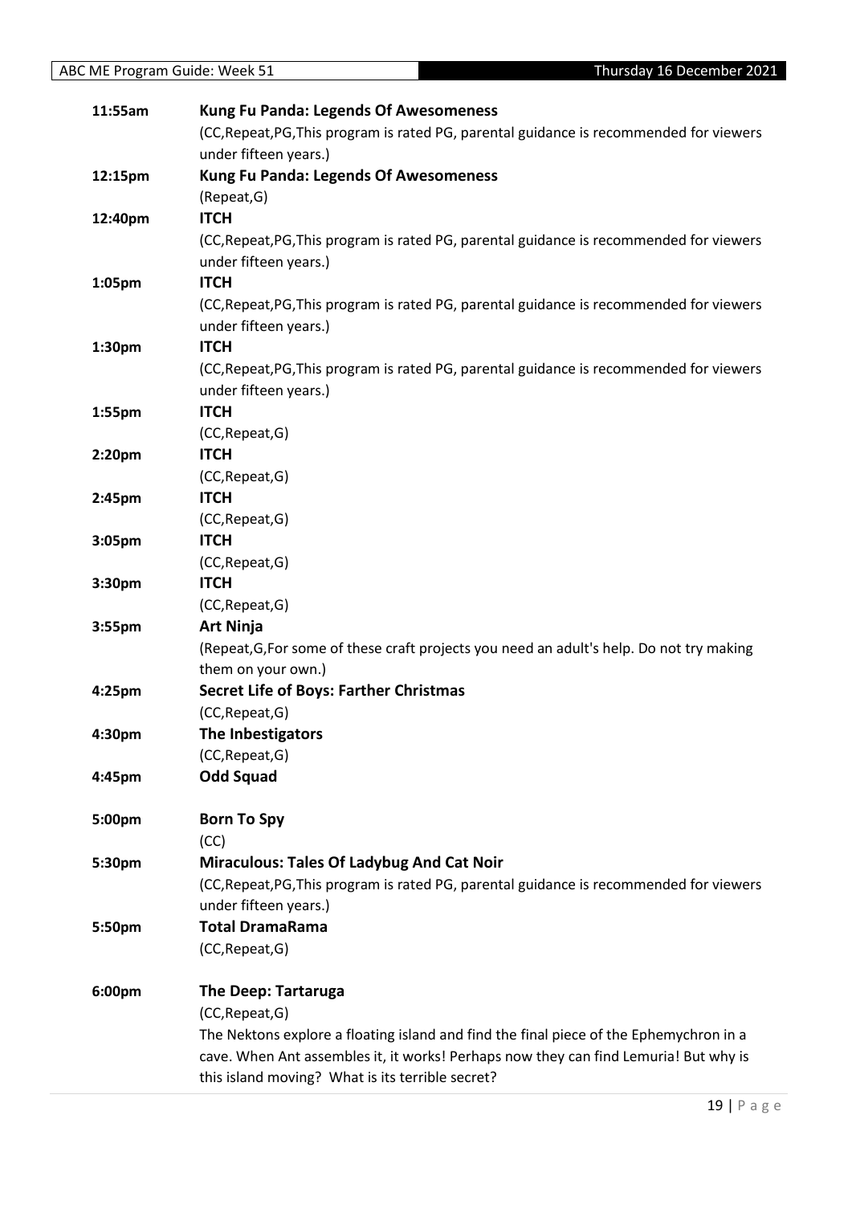| | |
|---|---|
| **11:55am** | **Kung Fu Panda: Legends Of Awesomeness**<br>(CC,Repeat,PG,This program is rated PG, parental guidance is recommended for viewers under fifteen years.) |
| **12:15pm** | **Kung Fu Panda: Legends Of Awesomeness**<br>(Repeat,G) |
| **12:40pm** | **ITCH**<br>(CC,Repeat,PG,This program is rated PG, parental guidance is recommended for viewers under fifteen years.) |
| **1:05pm** | **ITCH**<br>(CC,Repeat,PG,This program is rated PG, parental guidance is recommended for viewers under fifteen years.) |
| **1:30pm** | **ITCH**<br>(CC,Repeat,PG,This program is rated PG, parental guidance is recommended for viewers under fifteen years.) |
| **1:55pm** | **ITCH**<br>(CC,Repeat,G) |
| **2:20pm** | **ITCH**<br>(CC,Repeat,G) |
| **2:45pm** | **ITCH**<br>(CC,Repeat,G) |
| **3:05pm** | **ITCH**<br>(CC,Repeat,G) |
| **3:30pm** | **ITCH**<br>(CC,Repeat,G) |
| **3:55pm** | **Art Ninja**<br>(Repeat,G,For some of these craft projects you need an adult's help. Do not try making them on your own.) |
| **4:25pm** | **Secret Life of Boys: Farther Christmas**<br>(CC,Repeat,G) |
| **4:30pm** | **The Inbestigators**<br>(CC,Repeat,G) |
| **4:45pm** | **Odd Squad** |
| **5:00pm** | **Born To Spy**<br>(CC) |
| **5:30pm** | **Miraculous: Tales Of Ladybug And Cat Noir**<br>(CC,Repeat,PG,This program is rated PG, parental guidance is recommended for viewers under fifteen years.) |
| **5:50pm** | **Total DramaRama**<br>(CC,Repeat,G) |
| **6:00pm** | **The Deep: Tartaruga**<br>(CC,Repeat,G)<br>The Nektons explore a floating island and find the final piece of the Ephemychron in a cave. When Ant assembles it, it works! Perhaps now they can find Lemuria! But why is this island moving? What is its terrible secret? |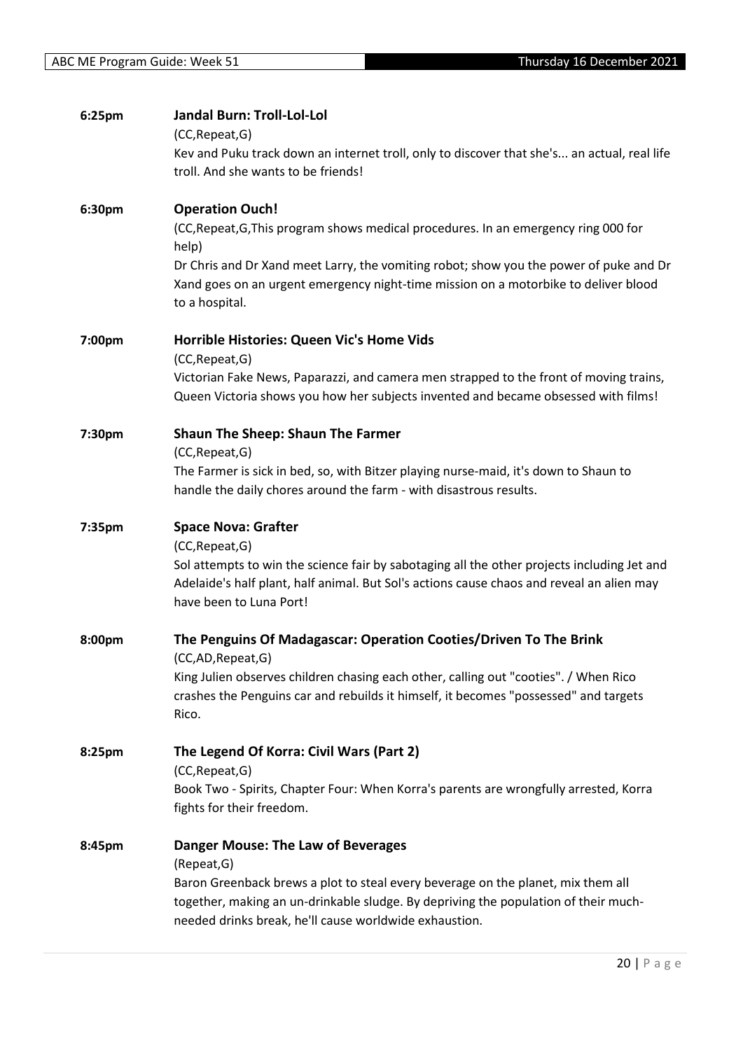**6:25pm** **Jandal Burn: Troll-Lol-Lol**

(CC,Repeat,G)

Kev and Puku track down an internet troll, only to discover that she's... an actual, real life troll. And she wants to be friends!

**6:30pm** **Operation Ouch!**

(CC,Repeat,G,This program shows medical procedures. In an emergency ring 000 for help)

Dr Chris and Dr Xand meet Larry, the vomiting robot; show you the power of puke and Dr Xand goes on an urgent emergency night-time mission on a motorbike to deliver blood to a hospital.

**7:00pm** **Horrible Histories: Queen Vic's Home Vids**

(CC,Repeat,G)

Victorian Fake News, Paparazzi, and camera men strapped to the front of moving trains, Queen Victoria shows you how her subjects invented and became obsessed with films!

**7:30pm** **Shaun The Sheep: Shaun The Farmer**

(CC,Repeat,G)

The Farmer is sick in bed, so, with Bitzer playing nurse-maid, it's down to Shaun to handle the daily chores around the farm - with disastrous results.

**7:35pm** **Space Nova: Grafter**

(CC,Repeat,G)

Sol attempts to win the science fair by sabotaging all the other projects including Jet and Adelaide's half plant, half animal. But Sol's actions cause chaos and reveal an alien may have been to Luna Port!

**8:00pm** **The Penguins Of Madagascar: Operation Cooties/Driven To The Brink**

(CC,AD,Repeat,G)

King Julien observes children chasing each other, calling out "cooties". / When Rico crashes the Penguins car and rebuilds it himself, it becomes "possessed" and targets Rico.

**8:25pm** **The Legend Of Korra: Civil Wars (Part 2)**

(CC,Repeat,G)

Book Two - Spirits, Chapter Four: When Korra's parents are wrongfully arrested, Korra fights for their freedom.

**8:45pm** **Danger Mouse: The Law of Beverages**

(Repeat,G)

Baron Greenback brews a plot to steal every beverage on the planet, mix them all together, making an un-drinkable sludge. By depriving the population of their much-needed drinks break, he'll cause worldwide exhaustion.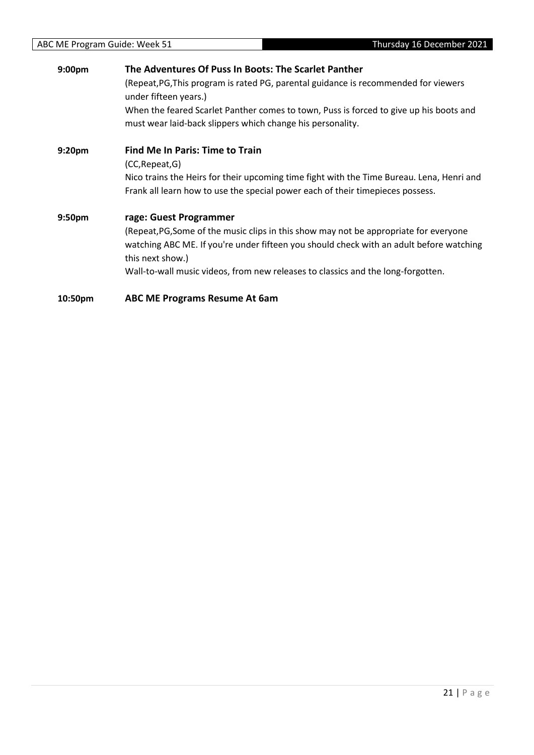**9:00pm** **The Adventures Of Puss In Boots: The Scarlet Panther**

(Repeat,PG,This program is rated PG, parental guidance is recommended for viewers under fifteen years.)

When the feared Scarlet Panther comes to town, Puss is forced to give up his boots and must wear laid-back slippers which change his personality.

**9:20pm** **Find Me In Paris: Time to Train**

(CC,Repeat,G)

Nico trains the Heirs for their upcoming time fight with the Time Bureau. Lena, Henri and Frank all learn how to use the special power each of their timepieces possess.

**9:50pm** **rage: Guest Programmer**

(Repeat,PG,Some of the music clips in this show may not be appropriate for everyone watching ABC ME. If you're under fifteen you should check with an adult before watching this next show.)

Wall-to-wall music videos, from new releases to classics and the long-forgotten.

**10:50pm** **ABC ME Programs Resume At 6am**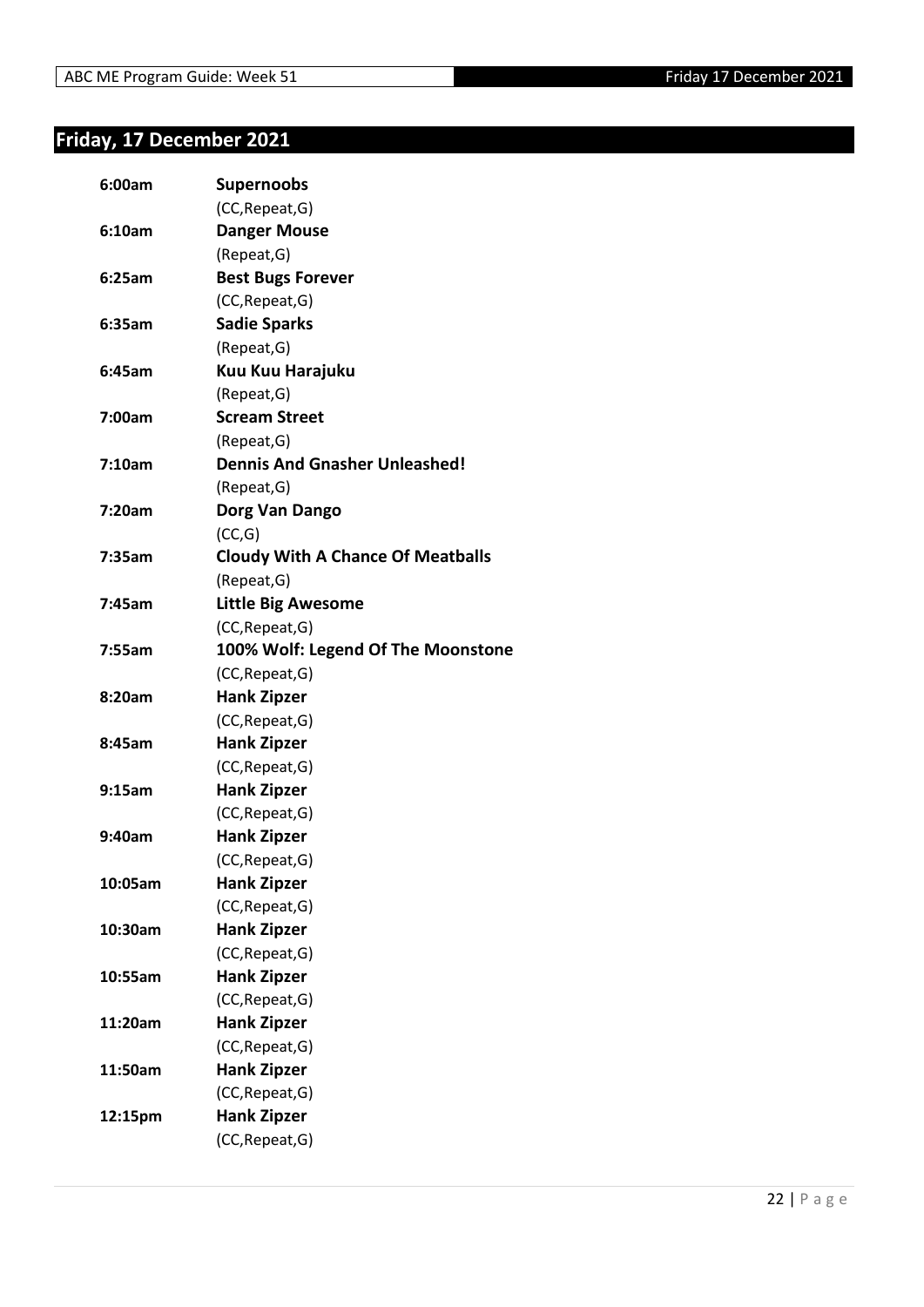## Friday, 17 December 2021

| Time | Program |
| --- | --- |
| **6:00am** | **Supernoobs**<br>(CC,Repeat,G) |
| **6:10am** | **Danger Mouse**<br>(Repeat,G) |
| **6:25am** | **Best Bugs Forever**<br>(CC,Repeat,G) |
| **6:35am** | **Sadie Sparks**<br>(Repeat,G) |
| **6:45am** | **Kuu Kuu Harajuku**<br>(Repeat,G) |
| **7:00am** | **Scream Street**<br>(Repeat,G) |
| **7:10am** | **Dennis And Gnasher Unleashed!**<br>(Repeat,G) |
| **7:20am** | **Dorg Van Dango**<br>(CC,G) |
| **7:35am** | **Cloudy With A Chance Of Meatballs**<br>(Repeat,G) |
| **7:45am** | **Little Big Awesome**<br>(CC,Repeat,G) |
| **7:55am** | **100% Wolf: Legend Of The Moonstone**<br>(CC,Repeat,G) |
| **8:20am** | **Hank Zipzer**<br>(CC,Repeat,G) |
| **8:45am** | **Hank Zipzer**<br>(CC,Repeat,G) |
| **9:15am** | **Hank Zipzer**<br>(CC,Repeat,G) |
| **9:40am** | **Hank Zipzer**<br>(CC,Repeat,G) |
| **10:05am** | **Hank Zipzer**<br>(CC,Repeat,G) |
| **10:30am** | **Hank Zipzer**<br>(CC,Repeat,G) |
| **10:55am** | **Hank Zipzer**<br>(CC,Repeat,G) |
| **11:20am** | **Hank Zipzer**<br>(CC,Repeat,G) |
| **11:50am** | **Hank Zipzer**<br>(CC,Repeat,G) |
| **12:15pm** | **Hank Zipzer**<br>(CC,Repeat,G) |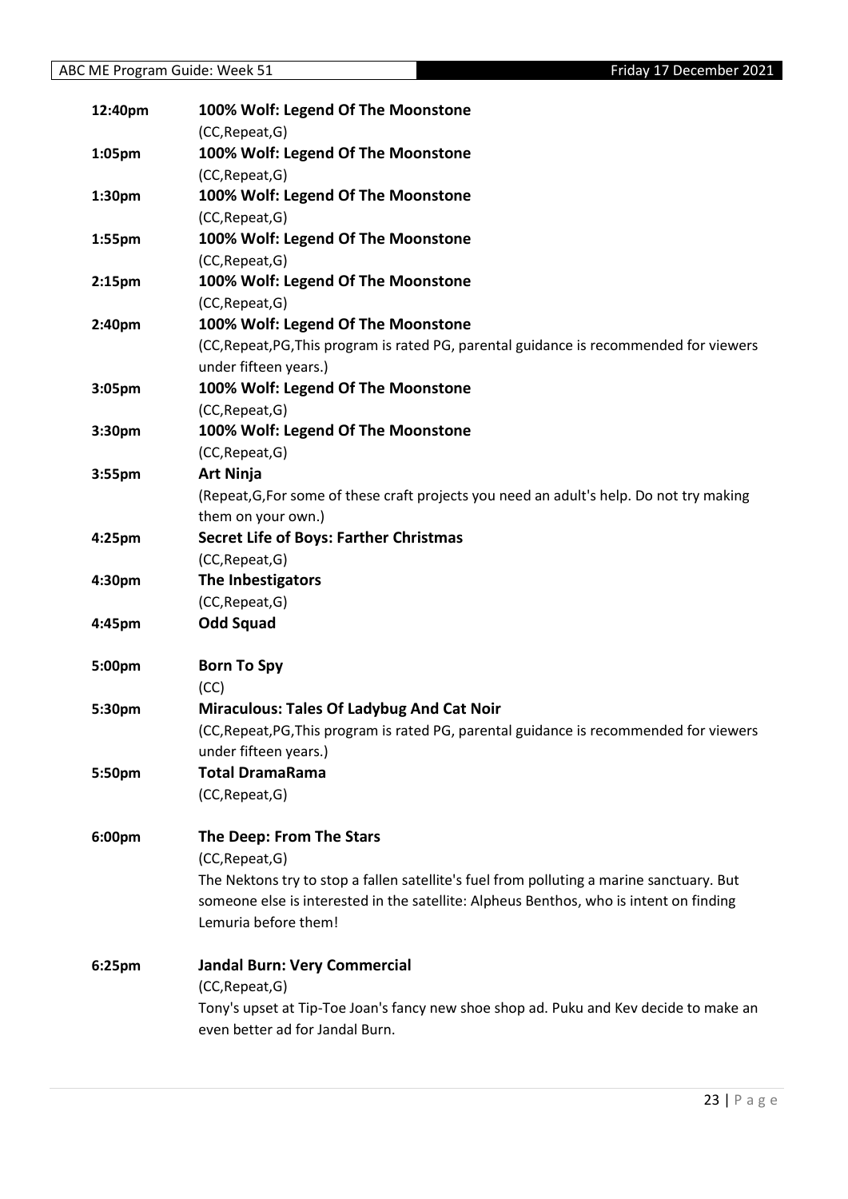| | |
|---|---|
| 12:40pm | **100% Wolf: Legend Of The Moonstone** |
| | (CC,Repeat,G) |
| 1:05pm | **100% Wolf: Legend Of The Moonstone** |
| | (CC,Repeat,G) |
| 1:30pm | **100% Wolf: Legend Of The Moonstone** |
| | (CC,Repeat,G) |
| 1:55pm | **100% Wolf: Legend Of The Moonstone** |
| | (CC,Repeat,G) |
| 2:15pm | **100% Wolf: Legend Of The Moonstone** |
| | (CC,Repeat,G) |
| 2:40pm | **100% Wolf: Legend Of The Moonstone** |
| | (CC,Repeat,PG,This program is rated PG, parental guidance is recommended for viewers under fifteen years.) |
| 3:05pm | **100% Wolf: Legend Of The Moonstone** |
| | (CC,Repeat,G) |
| 3:30pm | **100% Wolf: Legend Of The Moonstone** |
| | (CC,Repeat,G) |
| 3:55pm | **Art Ninja** |
| | (Repeat,G,For some of these craft projects you need an adult's help. Do not try making them on your own.) |
| 4:25pm | **Secret Life of Boys: Farther Christmas** |
| | (CC,Repeat,G) |
| 4:30pm | **The Inbestigators** |
| | (CC,Repeat,G) |
| 4:45pm | **Odd Squad** |
| 5:00pm | **Born To Spy** |
| | (CC) |
| 5:30pm | **Miraculous: Tales Of Ladybug And Cat Noir** |
| | (CC,Repeat,PG,This program is rated PG, parental guidance is recommended for viewers under fifteen years.) |
| 5:50pm | **Total DramaRama** |
| | (CC,Repeat,G) |
| 6:00pm | **The Deep: From The Stars** |
| | (CC,Repeat,G) |
| | The Nektons try to stop a fallen satellite's fuel from polluting a marine sanctuary. But someone else is interested in the satellite: Alpheus Benthos, who is intent on finding Lemuria before them! |
| 6:25pm | **Jandal Burn: Very Commercial** |
| | (CC,Repeat,G) |
| | Tony's upset at Tip-Toe Joan's fancy new shoe shop ad. Puku and Kev decide to make an even better ad for Jandal Burn. |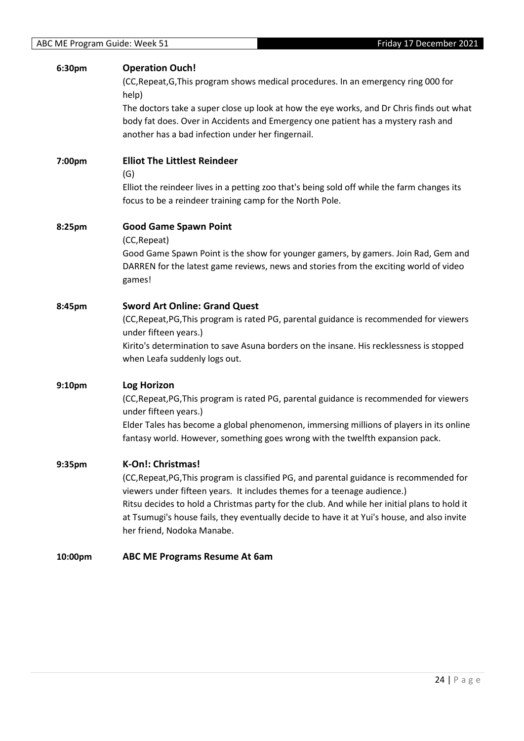**6:30pm** **Operation Ouch!**

(CC,Repeat,G,This program shows medical procedures. In an emergency ring 000 for help)

The doctors take a super close up look at how the eye works, and Dr Chris finds out what body fat does. Over in Accidents and Emergency one patient has a mystery rash and another has a bad infection under her fingernail.

**7:00pm** **Elliot The Littlest Reindeer**

(G)

Elliot the reindeer lives in a petting zoo that's being sold off while the farm changes its focus to be a reindeer training camp for the North Pole.

**8:25pm** **Good Game Spawn Point**

(CC,Repeat)

Good Game Spawn Point is the show for younger gamers, by gamers. Join Rad, Gem and DARREN for the latest game reviews, news and stories from the exciting world of video games!

**8:45pm** **Sword Art Online: Grand Quest**

(CC,Repeat,PG,This program is rated PG, parental guidance is recommended for viewers under fifteen years.)

Kirito's determination to save Asuna borders on the insane. His recklessness is stopped when Leafa suddenly logs out.

**9:10pm** **Log Horizon**

(CC,Repeat,PG,This program is rated PG, parental guidance is recommended for viewers under fifteen years.)

Elder Tales has become a global phenomenon, immersing millions of players in its online fantasy world. However, something goes wrong with the twelfth expansion pack.

**9:35pm** **K-On!: Christmas!**

(CC,Repeat,PG,This program is classified PG, and parental guidance is recommended for viewers under fifteen years. It includes themes for a teenage audience.)

Ritsu decides to hold a Christmas party for the club. And while her initial plans to hold it at Tsumugi's house fails, they eventually decide to have it at Yui's house, and also invite her friend, Nodoka Manabe.

**10:00pm** **ABC ME Programs Resume At 6am**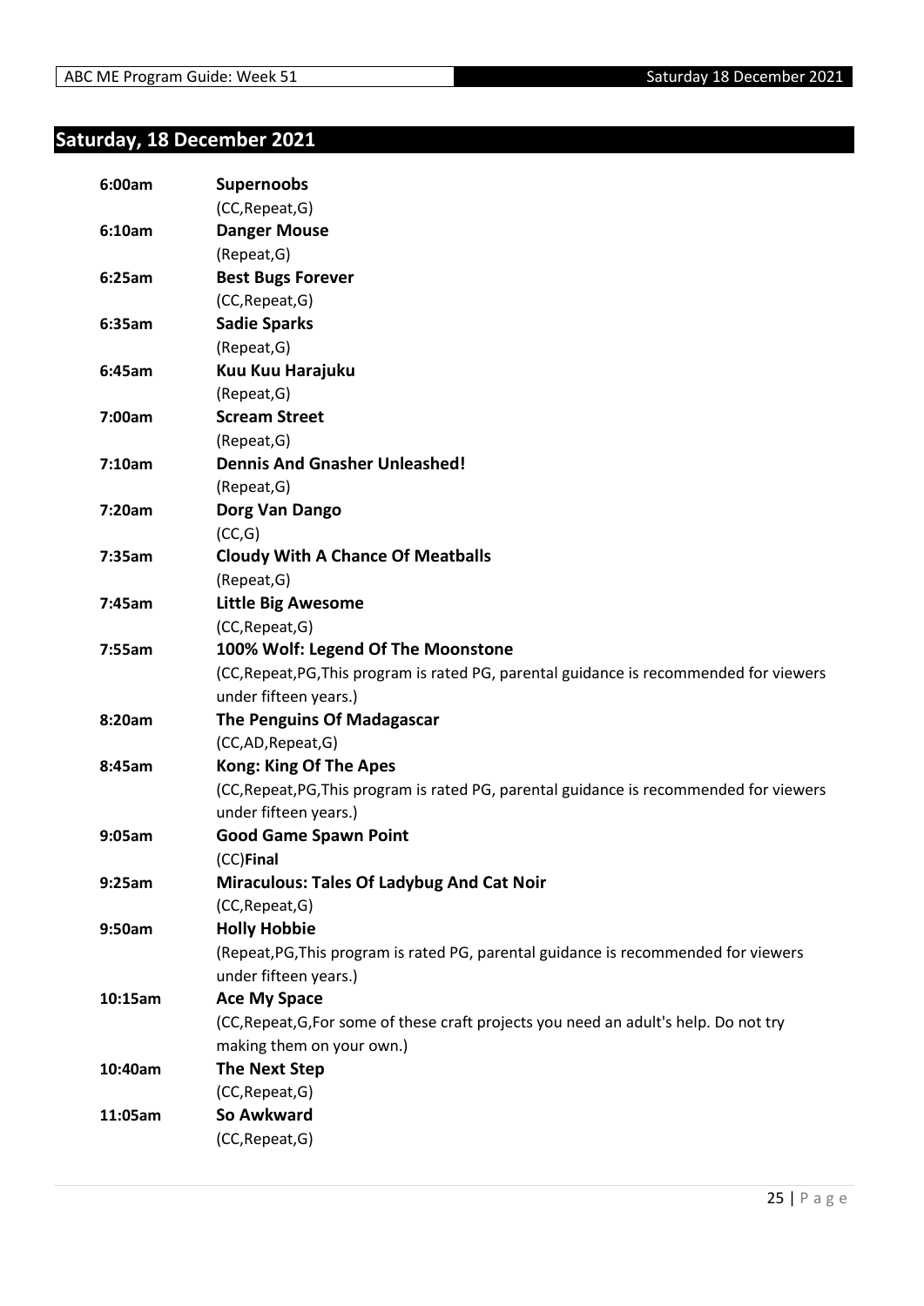## Saturday, 18 December 2021

| | |
|---|---|
| **6:00am** | **Supernoobs** |
| | (CC,Repeat,G) |
| **6:10am** | **Danger Mouse** |
| | (Repeat,G) |
| **6:25am** | **Best Bugs Forever** |
| | (CC,Repeat,G) |
| **6:35am** | **Sadie Sparks** |
| | (Repeat,G) |
| **6:45am** | **Kuu Kuu Harajuku** |
| | (Repeat,G) |
| **7:00am** | **Scream Street** |
| | (Repeat,G) |
| **7:10am** | **Dennis And Gnasher Unleashed!** |
| | (Repeat,G) |
| **7:20am** | **Dorg Van Dango** |
| | (CC,G) |
| **7:35am** | **Cloudy With A Chance Of Meatballs** |
| | (Repeat,G) |
| **7:45am** | **Little Big Awesome** |
| | (CC,Repeat,G) |
| **7:55am** | **100% Wolf: Legend Of The Moonstone** |
| | (CC,Repeat,PG,This program is rated PG, parental guidance is recommended for viewers under fifteen years.) |
| **8:20am** | **The Penguins Of Madagascar** |
| | (CC,AD,Repeat,G) |
| **8:45am** | **Kong: King Of The Apes** |
| | (CC,Repeat,PG,This program is rated PG, parental guidance is recommended for viewers under fifteen years.) |
| **9:05am** | **Good Game Spawn Point** |
| | (CC)**Final** |
| **9:25am** | **Miraculous: Tales Of Ladybug And Cat Noir** |
| | (CC,Repeat,G) |
| **9:50am** | **Holly Hobbie** |
| | (Repeat,PG,This program is rated PG, parental guidance is recommended for viewers under fifteen years.) |
| **10:15am** | **Ace My Space** |
| | (CC,Repeat,G,For some of these craft projects you need an adult's help. Do not try making them on your own.) |
| **10:40am** | **The Next Step** |
| | (CC,Repeat,G) |
| **11:05am** | **So Awkward** |
| | (CC,Repeat,G) |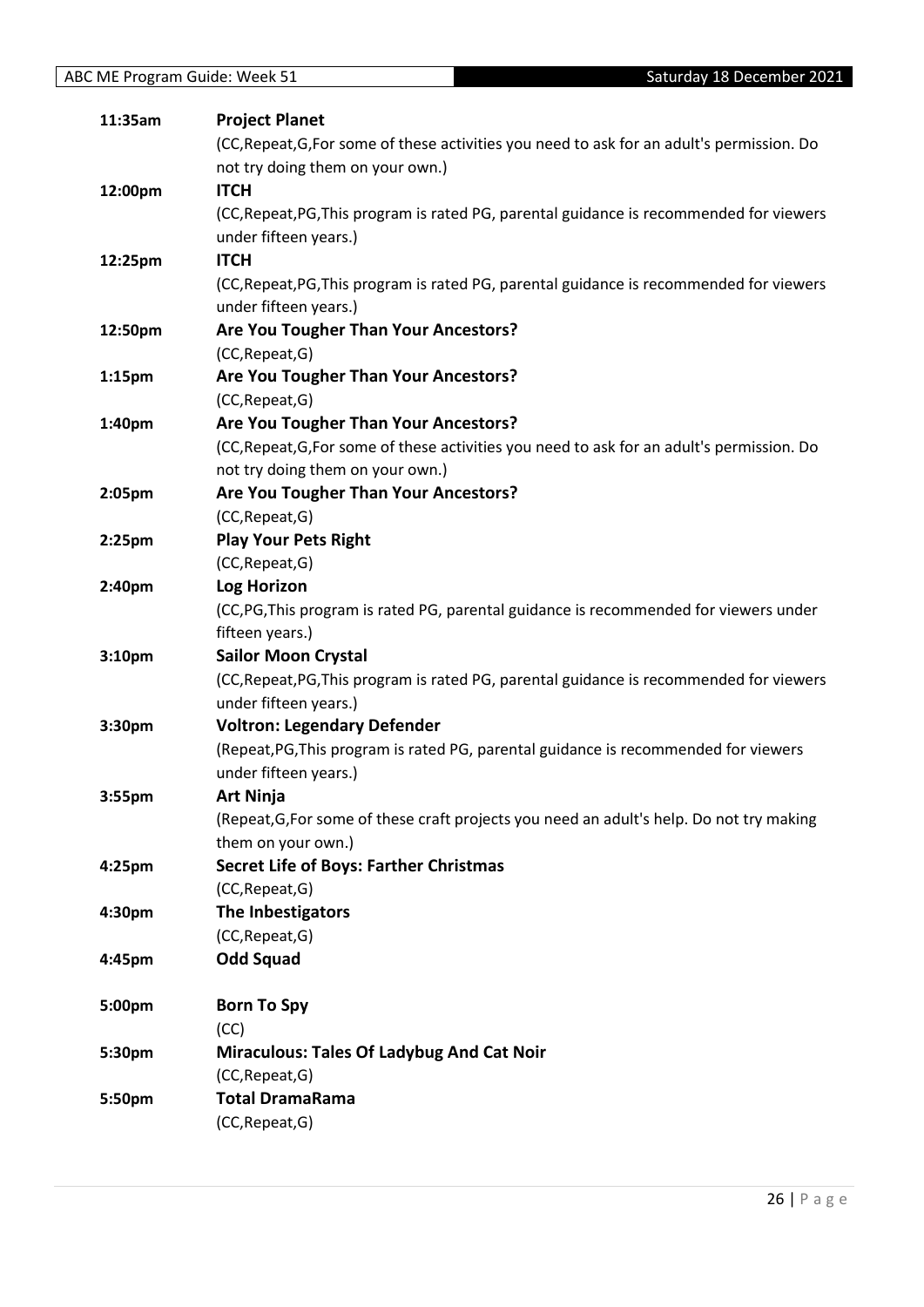| | |
|---|---|
| **11:35am** | **Project Planet** |
| | (CC,Repeat,G,For some of these activities you need to ask for an adult's permission. Do not try doing them on your own.) |
| **12:00pm** | **ITCH** |
| | (CC,Repeat,PG,This program is rated PG, parental guidance is recommended for viewers under fifteen years.) |
| **12:25pm** | **ITCH** |
| | (CC,Repeat,PG,This program is rated PG, parental guidance is recommended for viewers under fifteen years.) |
| **12:50pm** | **Are You Tougher Than Your Ancestors?** |
| | (CC,Repeat,G) |
| **1:15pm** | **Are You Tougher Than Your Ancestors?** |
| | (CC,Repeat,G) |
| **1:40pm** | **Are You Tougher Than Your Ancestors?** |
| | (CC,Repeat,G,For some of these activities you need to ask for an adult's permission. Do not try doing them on your own.) |
| **2:05pm** | **Are You Tougher Than Your Ancestors?** |
| | (CC,Repeat,G) |
| **2:25pm** | **Play Your Pets Right** |
| | (CC,Repeat,G) |
| **2:40pm** | **Log Horizon** |
| | (CC,PG,This program is rated PG, parental guidance is recommended for viewers under fifteen years.) |
| **3:10pm** | **Sailor Moon Crystal** |
| | (CC,Repeat,PG,This program is rated PG, parental guidance is recommended for viewers under fifteen years.) |
| **3:30pm** | **Voltron: Legendary Defender** |
| | (Repeat,PG,This program is rated PG, parental guidance is recommended for viewers under fifteen years.) |
| **3:55pm** | **Art Ninja** |
| | (Repeat,G,For some of these craft projects you need an adult's help. Do not try making them on your own.) |
| **4:25pm** | **Secret Life of Boys: Farther Christmas** |
| | (CC,Repeat,G) |
| **4:30pm** | **The Inbestigators** |
| | (CC,Repeat,G) |
| **4:45pm** | **Odd Squad** |
| **5:00pm** | **Born To Spy** |
| | (CC) |
| **5:30pm** | **Miraculous: Tales Of Ladybug And Cat Noir** |
| | (CC,Repeat,G) |
| **5:50pm** | **Total DramaRama** |
| | (CC,Repeat,G) |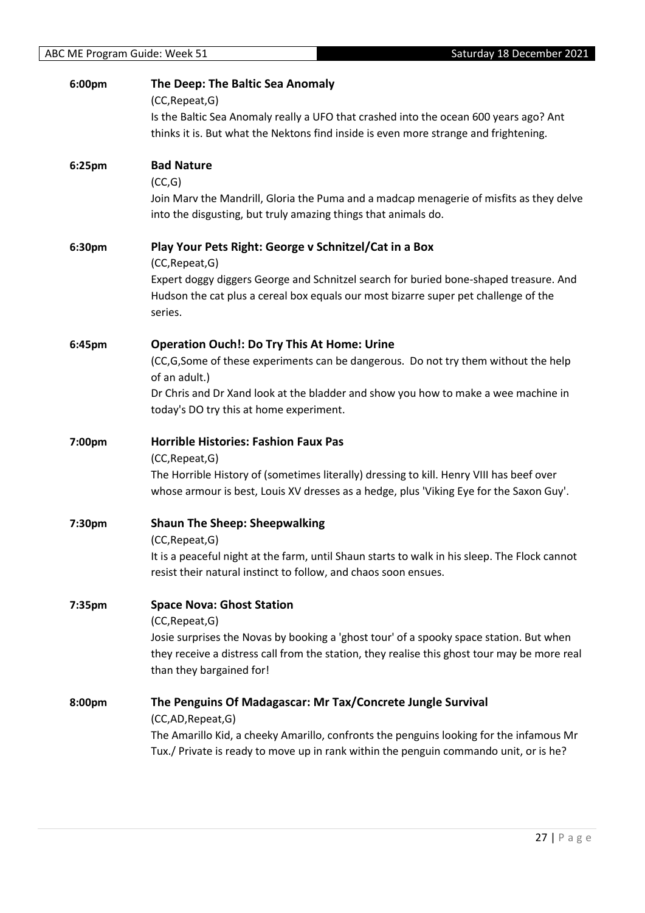**6:00pm** **The Deep: The Baltic Sea Anomaly**

(CC,Repeat,G)

Is the Baltic Sea Anomaly really a UFO that crashed into the ocean 600 years ago? Ant thinks it is. But what the Nektons find inside is even more strange and frightening.

**6:25pm** **Bad Nature**

(CC,G)

Join Marv the Mandrill, Gloria the Puma and a madcap menagerie of misfits as they delve into the disgusting, but truly amazing things that animals do.

**6:30pm** **Play Your Pets Right: George v Schnitzel/Cat in a Box**

(CC,Repeat,G)

Expert doggy diggers George and Schnitzel search for buried bone-shaped treasure. And Hudson the cat plus a cereal box equals our most bizarre super pet challenge of the series.

**6:45pm** **Operation Ouch!: Do Try This At Home: Urine**

(CC,G,Some of these experiments can be dangerous. Do not try them without the help of an adult.)

Dr Chris and Dr Xand look at the bladder and show you how to make a wee machine in today's DO try this at home experiment.

**7:00pm** **Horrible Histories: Fashion Faux Pas**

(CC,Repeat,G)

The Horrible History of (sometimes literally) dressing to kill. Henry VIII has beef over whose armour is best, Louis XV dresses as a hedge, plus 'Viking Eye for the Saxon Guy'.

**7:30pm** **Shaun The Sheep: Sheepwalking**

(CC,Repeat,G)

It is a peaceful night at the farm, until Shaun starts to walk in his sleep. The Flock cannot resist their natural instinct to follow, and chaos soon ensues.

**7:35pm** **Space Nova: Ghost Station**

(CC,Repeat,G)

Josie surprises the Novas by booking a 'ghost tour' of a spooky space station. But when they receive a distress call from the station, they realise this ghost tour may be more real than they bargained for!

**8:00pm** **The Penguins Of Madagascar: Mr Tax/Concrete Jungle Survival**

(CC,AD,Repeat,G)

The Amarillo Kid, a cheeky Amarillo, confronts the penguins looking for the infamous Mr Tux./ Private is ready to move up in rank within the penguin commando unit, or is he?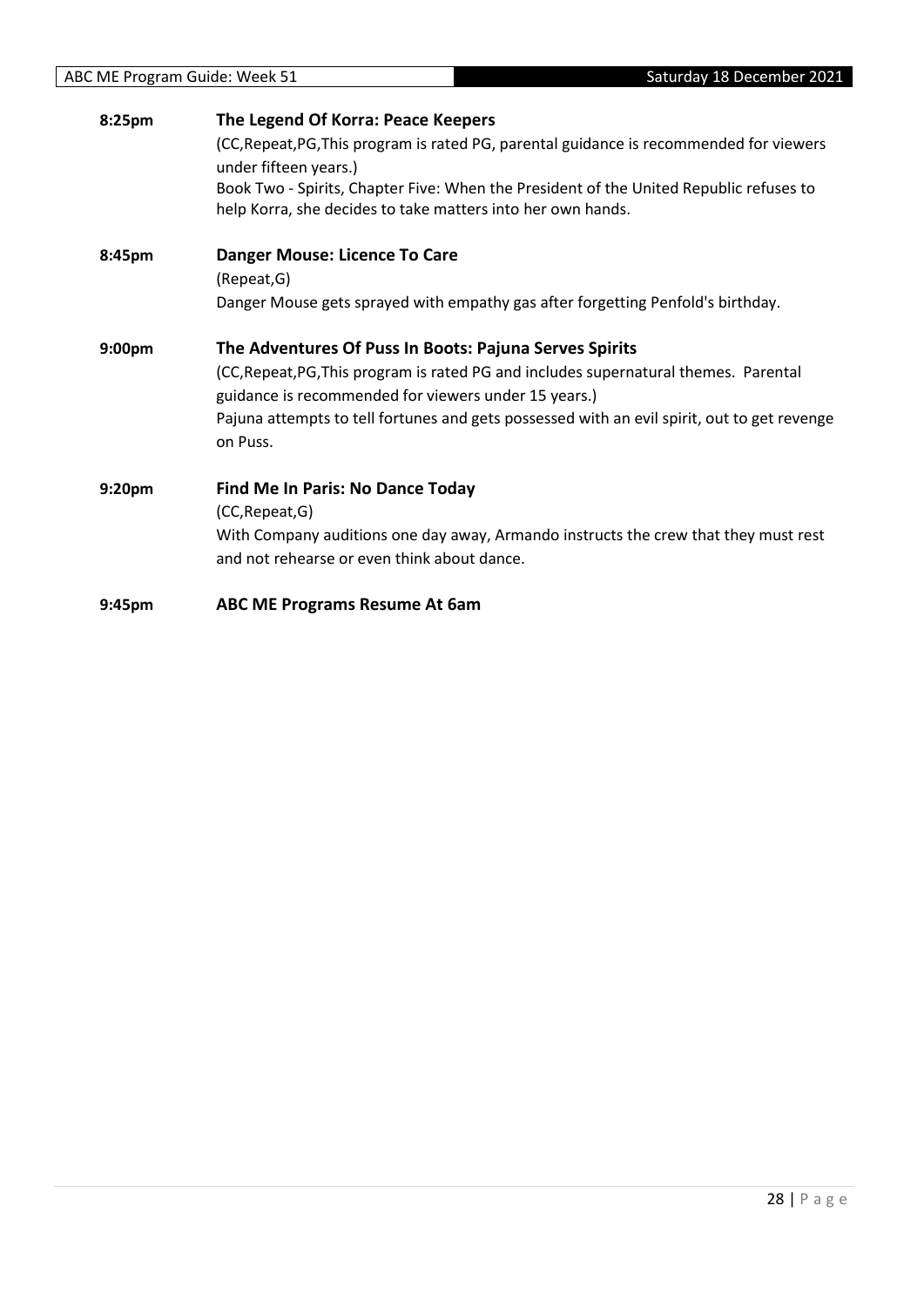**8:25pm** **The Legend Of Korra: Peace Keepers**

(CC,Repeat,PG,This program is rated PG, parental guidance is recommended for viewers under fifteen years.)

Book Two - Spirits, Chapter Five: When the President of the United Republic refuses to help Korra, she decides to take matters into her own hands.

**8:45pm** **Danger Mouse: Licence To Care**

(Repeat,G)

Danger Mouse gets sprayed with empathy gas after forgetting Penfold's birthday.

**9:00pm** **The Adventures Of Puss In Boots: Pajuna Serves Spirits**

(CC,Repeat,PG,This program is rated PG and includes supernatural themes. Parental guidance is recommended for viewers under 15 years.)

Pajuna attempts to tell fortunes and gets possessed with an evil spirit, out to get revenge on Puss.

**9:20pm** **Find Me In Paris: No Dance Today**

(CC,Repeat,G)

With Company auditions one day away, Armando instructs the crew that they must rest and not rehearse or even think about dance.

**9:45pm** **ABC ME Programs Resume At 6am**